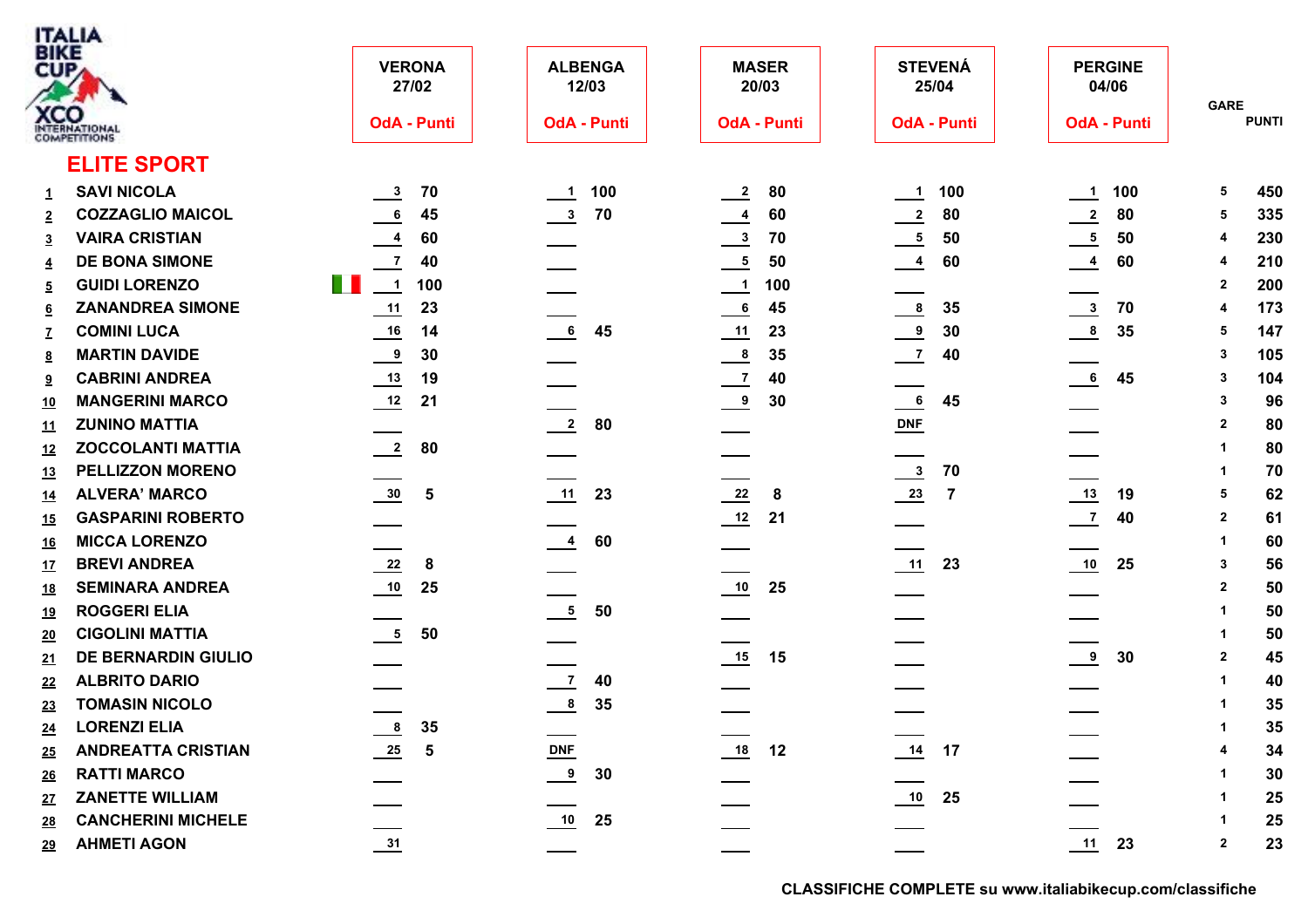ITALIA BIKE CUP XCO INTERNATIONAL COMPETITIONS

## ELITE SPORT

| | | VERONA 27/02 OdA | Punti | ALBENGA 12/03 OdA | Punti | MASER 20/03 OdA | Punti | STEVENÁ 25/04 OdA | Punti | PERGINE 04/06 OdA | Punti | GARE | PUNTI |
|---|---|---|---|---|---|---|---|---|---|---|---|---|---|
| 1 | SAVI NICOLA | 3 | 70 | 1 | 100 | 2 | 80 | 1 | 100 | 1 | 100 | 5 | 450 |
| 2 | COZZAGLIO MAICOL | 6 | 45 | 3 | 70 | 4 | 60 | 2 | 80 | 2 | 80 | 5 | 335 |
| 3 | VAIRA CRISTIAN | 4 | 60 | | | 3 | 70 | 5 | 50 | 5 | 50 | 4 | 230 |
| 4 | DE BONA SIMONE | 7 | 40 | | | 5 | 50 | 4 | 60 | 4 | 60 | 4 | 210 |
| 5 | GUIDI LORENZO | 1 | 100 | | | 1 | 100 | | | | | 2 | 200 |
| 6 | ZANANDREA SIMONE | 11 | 23 | | | 6 | 45 | 8 | 35 | 3 | 70 | 4 | 173 |
| 7 | COMINI LUCA | 16 | 14 | 6 | 45 | 11 | 23 | 9 | 30 | 8 | 35 | 5 | 147 |
| 8 | MARTIN DAVIDE | 9 | 30 | | | 8 | 35 | 7 | 40 | | | 3 | 105 |
| 9 | CABRINI ANDREA | 13 | 19 | | | 7 | 40 | | | 6 | 45 | 3 | 104 |
| 10 | MANGERINI MARCO | 12 | 21 | | | 9 | 30 | 6 | 45 | | | 3 | 96 |
| 11 | ZUNINO MATTIA | | | 2 | 80 | | | DNF | | | | 2 | 80 |
| 12 | ZOCCOLANTI MATTIA | 2 | 80 | | | | | | | | | 1 | 80 |
| 13 | PELLIZZON MORENO | | | | | | | 3 | 70 | | | 1 | 70 |
| 14 | ALVERA' MARCO | 30 | 5 | 11 | 23 | 22 | 8 | 23 | 7 | 13 | 19 | 5 | 62 |
| 15 | GASPARINI ROBERTO | | | | | 12 | 21 | | | 7 | 40 | 2 | 61 |
| 16 | MICCA LORENZO | | | 4 | 60 | | | | | | | 1 | 60 |
| 17 | BREVI ANDREA | 22 | 8 | | | | | 11 | 23 | 10 | 25 | 3 | 56 |
| 18 | SEMINARA ANDREA | 10 | 25 | | | 10 | 25 | | | | | 2 | 50 |
| 19 | ROGGERI ELIA | | | 5 | 50 | | | | | | | 1 | 50 |
| 20 | CIGOLINI MATTIA | 5 | 50 | | | | | | | | | 1 | 50 |
| 21 | DE BERNARDIN GIULIO | | | | | 15 | 15 | | | 9 | 30 | 2 | 45 |
| 22 | ALBRITO DARIO | | | 7 | 40 | | | | | | | 1 | 40 |
| 23 | TOMASIN NICOLO | | | 8 | 35 | | | | | | | 1 | 35 |
| 24 | LORENZI ELIA | 8 | 35 | | | | | | | | | 1 | 35 |
| 25 | ANDREATTA CRISTIAN | 25 | 5 | DNF | | 18 | 12 | 14 | 17 | | | 4 | 34 |
| 26 | RATTI MARCO | | | 9 | 30 | | | | | | | 1 | 30 |
| 27 | ZANETTE WILLIAM | | | | | | | 10 | 25 | | | 1 | 25 |
| 28 | CANCHERINI MICHELE | | | 10 | 25 | | | | | | | 1 | 25 |
| 29 | AHMETI AGON | 31 | | | | | | | | 11 | 23 | 2 | 23 |

CLASSIFICHE COMPLETE su www.italiabikecup.com/classifiche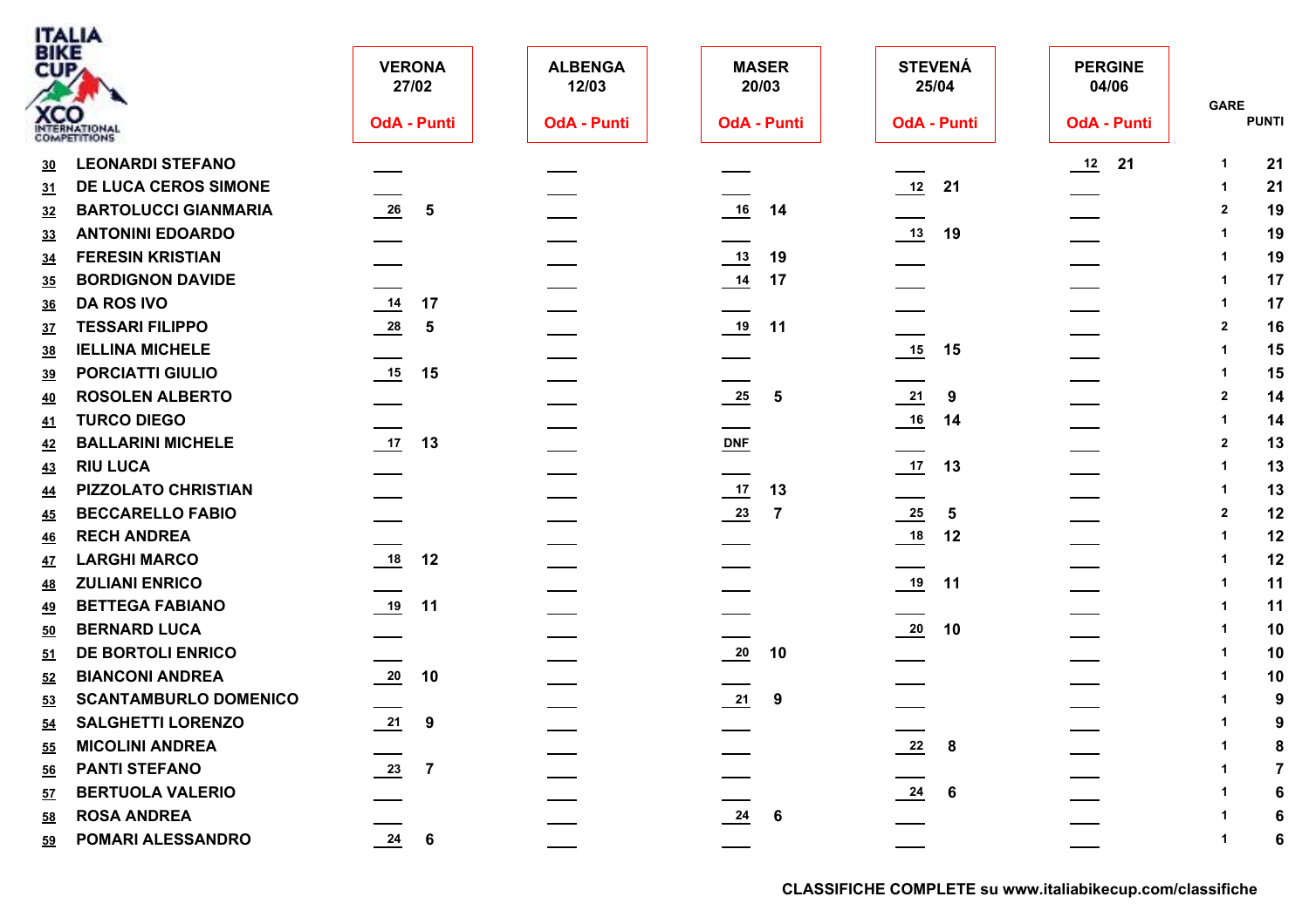| Pos. | Nome | VERONA 27/02 OdA | Punti | ALBENGA 12/03 OdA | Punti | MASER 20/03 OdA | Punti | STEVENÁ 25/04 OdA | Punti | PERGINE 04/06 OdA | Punti | GARE | PUNTI |
|---|---|---|---|---|---|---|---|---|---|---|---|---|---|
| 30 | LEONARDI STEFANO | | | | | | | | | 12 | 21 | 1 | 21 |
| 31 | DE LUCA CEROS SIMONE | | | | | | | 12 | 21 | | | 1 | 21 |
| 32 | BARTOLUCCI GIANMARIA | 26 | 5 | | | 16 | 14 | | | | | 2 | 19 |
| 33 | ANTONINI EDOARDO | | | | | | | 13 | 19 | | | 1 | 19 |
| 34 | FERESIN KRISTIAN | | | | | 13 | 19 | | | | | 1 | 19 |
| 35 | BORDIGNON DAVIDE | | | | | 14 | 17 | | | | | 1 | 17 |
| 36 | DA ROS IVO | 14 | 17 | | | | | | | | | 1 | 17 |
| 37 | TESSARI FILIPPO | 28 | 5 | | | 19 | 11 | | | | | 2 | 16 |
| 38 | IELLINA MICHELE | | | | | | | 15 | 15 | | | 1 | 15 |
| 39 | PORCIATTI GIULIO | 15 | 15 | | | | | | | | | 1 | 15 |
| 40 | ROSOLEN ALBERTO | | | | | 25 | 5 | 21 | 9 | | | 2 | 14 |
| 41 | TURCO DIEGO | | | | | | | 16 | 14 | | | 1 | 14 |
| 42 | BALLARINI MICHELE | 17 | 13 | | | DNF | | | | | | 2 | 13 |
| 43 | RIU LUCA | | | | | | | 17 | 13 | | | 1 | 13 |
| 44 | PIZZOLATO CHRISTIAN | | | | | 17 | 13 | | | | | 1 | 13 |
| 45 | BECCARELLO FABIO | | | | | 23 | 7 | 25 | 5 | | | 2 | 12 |
| 46 | RECH ANDREA | | | | | | | 18 | 12 | | | 1 | 12 |
| 47 | LARGHI MARCO | 18 | 12 | | | | | | | | | 1 | 12 |
| 48 | ZULIANI ENRICO | | | | | | | 19 | 11 | | | 1 | 11 |
| 49 | BETTEGA FABIANO | 19 | 11 | | | | | | | | | 1 | 11 |
| 50 | BERNARD LUCA | | | | | | | 20 | 10 | | | 1 | 10 |
| 51 | DE BORTOLI ENRICO | | | | | 20 | 10 | | | | | 1 | 10 |
| 52 | BIANCONI ANDREA | 20 | 10 | | | | | | | | | 1 | 10 |
| 53 | SCANTAMBURLO DOMENICO | | | | | 21 | 9 | | | | | 1 | 9 |
| 54 | SALGHETTI LORENZO | 21 | 9 | | | | | | | | | 1 | 9 |
| 55 | MICOLINI ANDREA | | | | | | | 22 | 8 | | | 1 | 8 |
| 56 | PANTI STEFANO | 23 | 7 | | | | | | | | | 1 | 7 |
| 57 | BERTUOLA VALERIO | | | | | | | 24 | 6 | | | 1 | 6 |
| 58 | ROSA ANDREA | | | | | 24 | 6 | | | | | 1 | 6 |
| 59 | POMARI ALESSANDRO | 24 | 6 | | | | | | | | | 1 | 6 |

**CLASSIFICHE COMPLETE su www.italiabikecup.com/classifiche**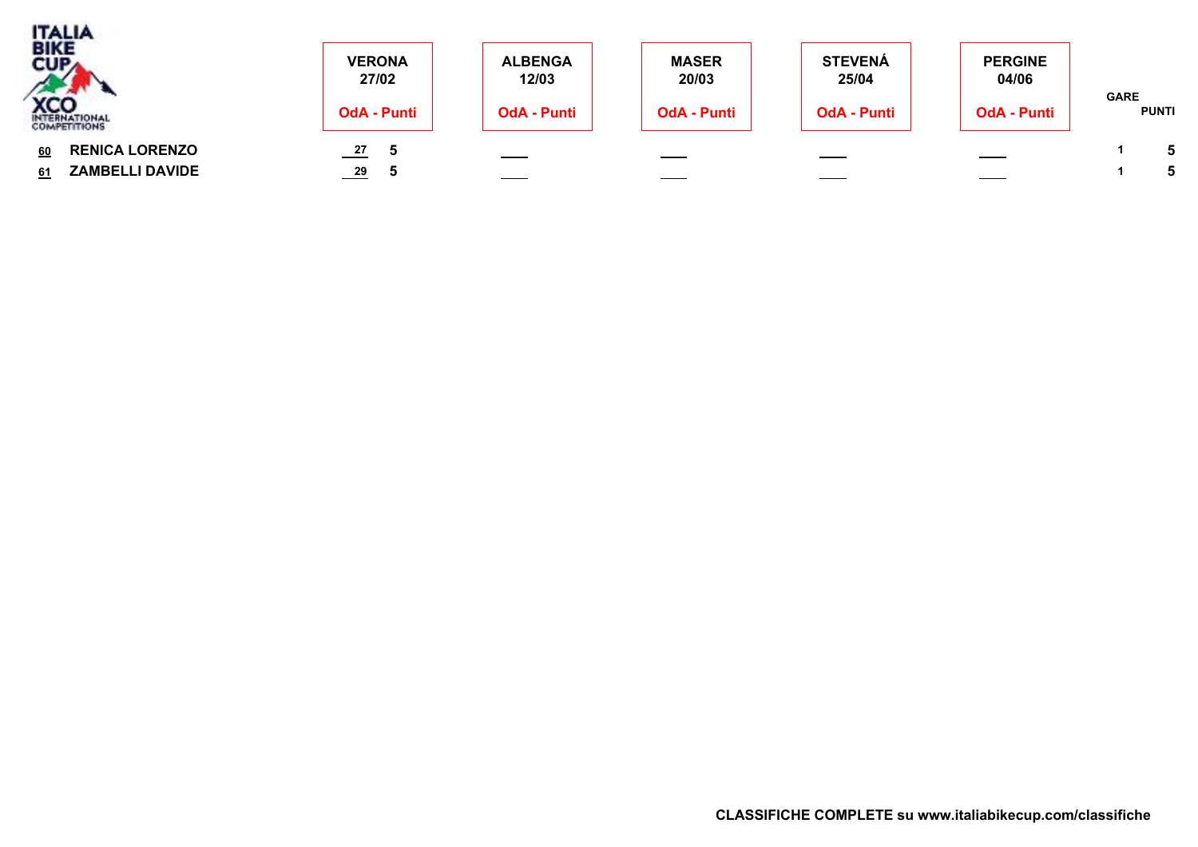| | | VERONA 27/02 | | ALBENGA 12/03 | | MASER 20/03 | | STEVENÁ 25/04 | | PERGINE 04/06 | | GARE | PUNTI |
|---|---|---|---|---|---|---|---|---|---|---|---|---|---|
| | | OdA | Punti | OdA | Punti | OdA | Punti | OdA | Punti | OdA | Punti | | |
| 60 | RENICA LORENZO | 27 | 5 | ___ | | ___ | | ___ | | ___ | | 1 | 5 |
| 61 | ZAMBELLI DAVIDE | 29 | 5 | ___ | | ___ | | ___ | | ___ | | 1 | 5 |

**CLASSIFICHE COMPLETE su www.italiabikecup.com/classifiche**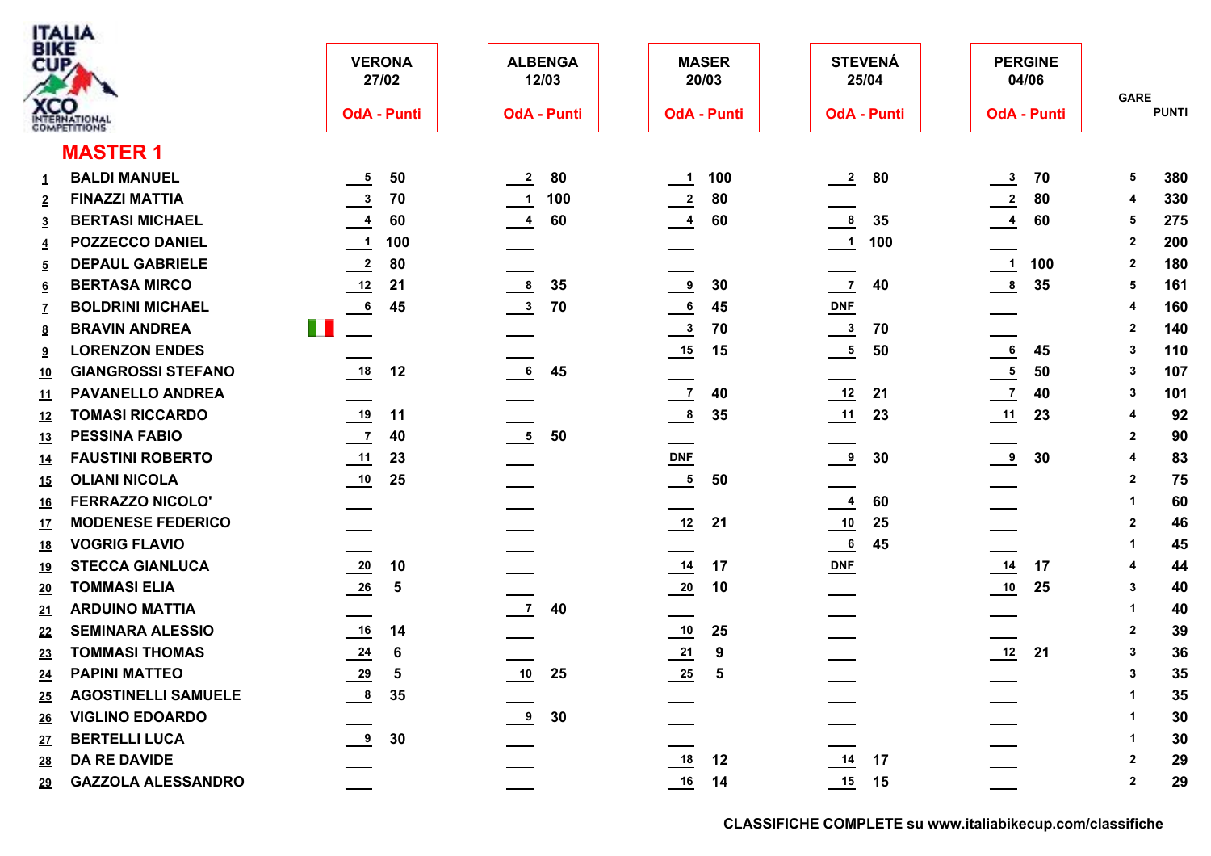## MASTER 1

| | | VERONA 27/02 OdA | Punti | ALBENGA 12/03 OdA | Punti | MASER 20/03 OdA | Punti | STEVENÁ 25/04 OdA | Punti | PERGINE 04/06 OdA | Punti | GARE | PUNTI |
|---|---|---|---|---|---|---|---|---|---|---|---|---|---|
| 1 | BALDI MANUEL | 5 | 50 | 2 | 80 | 1 | 100 | 2 | 80 | 3 | 70 | 5 | 380 |
| 2 | FINAZZI MATTIA | 3 | 70 | 1 | 100 | 2 | 80 | | | 2 | 80 | 4 | 330 |
| 3 | BERTASI MICHAEL | 4 | 60 | 4 | 60 | 4 | 60 | 8 | 35 | 4 | 60 | 5 | 275 |
| 4 | POZZECCO DANIEL | 1 | 100 | | | | | 1 | 100 | | | 2 | 200 |
| 5 | DEPAUL GABRIELE | 2 | 80 | | | | | | | 1 | 100 | 2 | 180 |
| 6 | BERTASA MIRCO | 12 | 21 | 8 | 35 | 9 | 30 | 7 | 40 | 8 | 35 | 5 | 161 |
| 7 | BOLDRINI MICHAEL | 6 | 45 | 3 | 70 | 6 | 45 | DNF | | | | 4 | 160 |
| 8 | BRAVIN ANDREA | | | | | 3 | 70 | 3 | 70 | | | 2 | 140 |
| 9 | LORENZON ENDES | | | | | 15 | 15 | 5 | 50 | 6 | 45 | 3 | 110 |
| 10 | GIANGROSSI STEFANO | 18 | 12 | 6 | 45 | | | | | 5 | 50 | 3 | 107 |
| 11 | PAVANELLO ANDREA | | | | | 7 | 40 | 12 | 21 | 7 | 40 | 3 | 101 |
| 12 | TOMASI RICCARDO | 19 | 11 | | | 8 | 35 | 11 | 23 | 11 | 23 | 4 | 92 |
| 13 | PESSINA FABIO | 7 | 40 | 5 | 50 | | | | | | | 2 | 90 |
| 14 | FAUSTINI ROBERTO | 11 | 23 | | | DNF | | 9 | 30 | 9 | 30 | 4 | 83 |
| 15 | OLIANI NICOLA | 10 | 25 | | | 5 | 50 | | | | | 2 | 75 |
| 16 | FERRAZZO NICOLO' | | | | | | | 4 | 60 | | | 1 | 60 |
| 17 | MODENESE FEDERICO | | | | | 12 | 21 | 10 | 25 | | | 2 | 46 |
| 18 | VOGRIG FLAVIO | | | | | | | 6 | 45 | | | 1 | 45 |
| 19 | STECCA GIANLUCA | 20 | 10 | | | 14 | 17 | DNF | | 14 | 17 | 4 | 44 |
| 20 | TOMMASI ELIA | 26 | 5 | | | 20 | 10 | | | 10 | 25 | 3 | 40 |
| 21 | ARDUINO MATTIA | | | 7 | 40 | | | | | | | 1 | 40 |
| 22 | SEMINARA ALESSIO | 16 | 14 | | | 10 | 25 | | | | | 2 | 39 |
| 23 | TOMMASI THOMAS | 24 | 6 | | | 21 | 9 | | | 12 | 21 | 3 | 36 |
| 24 | PAPINI MATTEO | 29 | 5 | 10 | 25 | 25 | 5 | | | | | 3 | 35 |
| 25 | AGOSTINELLI SAMUELE | 8 | 35 | | | | | | | | | 1 | 35 |
| 26 | VIGLINO EDOARDO | | | 9 | 30 | | | | | | | 1 | 30 |
| 27 | BERTELLI LUCA | 9 | 30 | | | | | | | | | 1 | 30 |
| 28 | DA RE DAVIDE | | | | | 18 | 12 | 14 | 17 | | | 2 | 29 |
| 29 | GAZZOLA ALESSANDRO | | | | | 16 | 14 | 15 | 15 | | | 2 | 29 |

**CLASSIFICHE COMPLETE su www.italiabikecup.com/classifiche**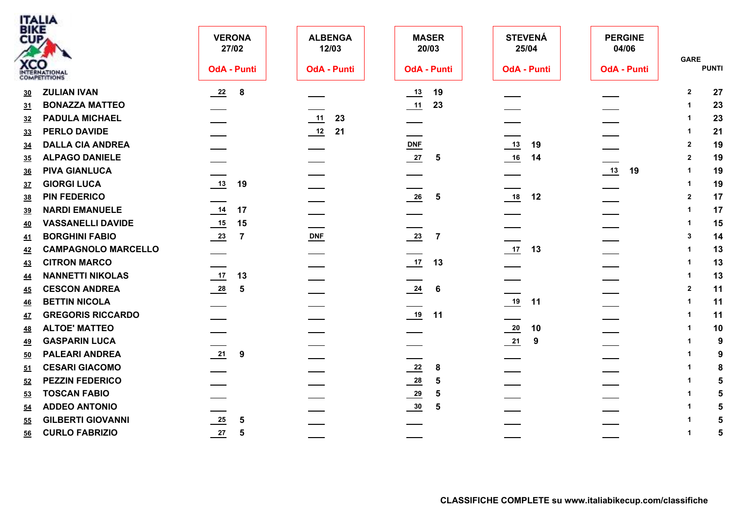ITALIA BIKE CUP XCO INTERNATIONAL COMPETITIONS

| Pos | Atleta | VERONA 27/02 OdA | Punti | ALBENGA 12/03 OdA | Punti | MASER 20/03 OdA | Punti | STEVENÁ 25/04 OdA | Punti | PERGINE 04/06 OdA | Punti | GARE | PUNTI |
|---|---|---|---|---|---|---|---|---|---|---|---|---|---|
| 30 | ZULIAN IVAN | 22 | 8 | | | 13 | 19 | | | | | 2 | 27 |
| 31 | BONAZZA MATTEO | | | | | 11 | 23 | | | | | 1 | 23 |
| 32 | PADULA MICHAEL | | | 11 | 23 | | | | | | | 1 | 23 |
| 33 | PERLO DAVIDE | | | 12 | 21 | | | | | | | 1 | 21 |
| 34 | DALLA CIA ANDREA | | | | | DNF | | 13 | 19 | | | 2 | 19 |
| 35 | ALPAGO DANIELE | | | | | 27 | 5 | 16 | 14 | | | 2 | 19 |
| 36 | PIVA GIANLUCA | | | | | | | | | 13 | 19 | 1 | 19 |
| 37 | GIORGI LUCA | 13 | 19 | | | | | | | | | 1 | 19 |
| 38 | PIN FEDERICO | | | | | 26 | 5 | 18 | 12 | | | 2 | 17 |
| 39 | NARDI EMANUELE | 14 | 17 | | | | | | | | | 1 | 17 |
| 40 | VASSANELLI DAVIDE | 15 | 15 | | | | | | | | | 1 | 15 |
| 41 | BORGHINI FABIO | 23 | 7 | DNF | | 23 | 7 | | | | | 3 | 14 |
| 42 | CAMPAGNOLO MARCELLO | | | | | | | 17 | 13 | | | 1 | 13 |
| 43 | CITRON MARCO | | | | | 17 | 13 | | | | | 1 | 13 |
| 44 | NANNETTI NIKOLAS | 17 | 13 | | | | | | | | | 1 | 13 |
| 45 | CESCON ANDREA | 28 | 5 | | | 24 | 6 | | | | | 2 | 11 |
| 46 | BETTIN NICOLA | | | | | | | 19 | 11 | | | 1 | 11 |
| 47 | GREGORIS RICCARDO | | | | | 19 | 11 | | | | | 1 | 11 |
| 48 | ALTOE' MATTEO | | | | | | | 20 | 10 | | | 1 | 10 |
| 49 | GASPARIN LUCA | | | | | | | 21 | 9 | | | 1 | 9 |
| 50 | PALEARI ANDREA | 21 | 9 | | | | | | | | | 1 | 9 |
| 51 | CESARI GIACOMO | | | | | 22 | 8 | | | | | 1 | 8 |
| 52 | PEZZIN FEDERICO | | | | | 28 | 5 | | | | | 1 | 5 |
| 53 | TOSCAN FABIO | | | | | 29 | 5 | | | | | 1 | 5 |
| 54 | ADDEO ANTONIO | | | | | 30 | 5 | | | | | 1 | 5 |
| 55 | GILBERTI GIOVANNI | 25 | 5 | | | | | | | | | 1 | 5 |
| 56 | CURLO FABRIZIO | 27 | 5 | | | | | | | | | 1 | 5 |

**CLASSIFICHE COMPLETE su www.italiabikecup.com/classifiche**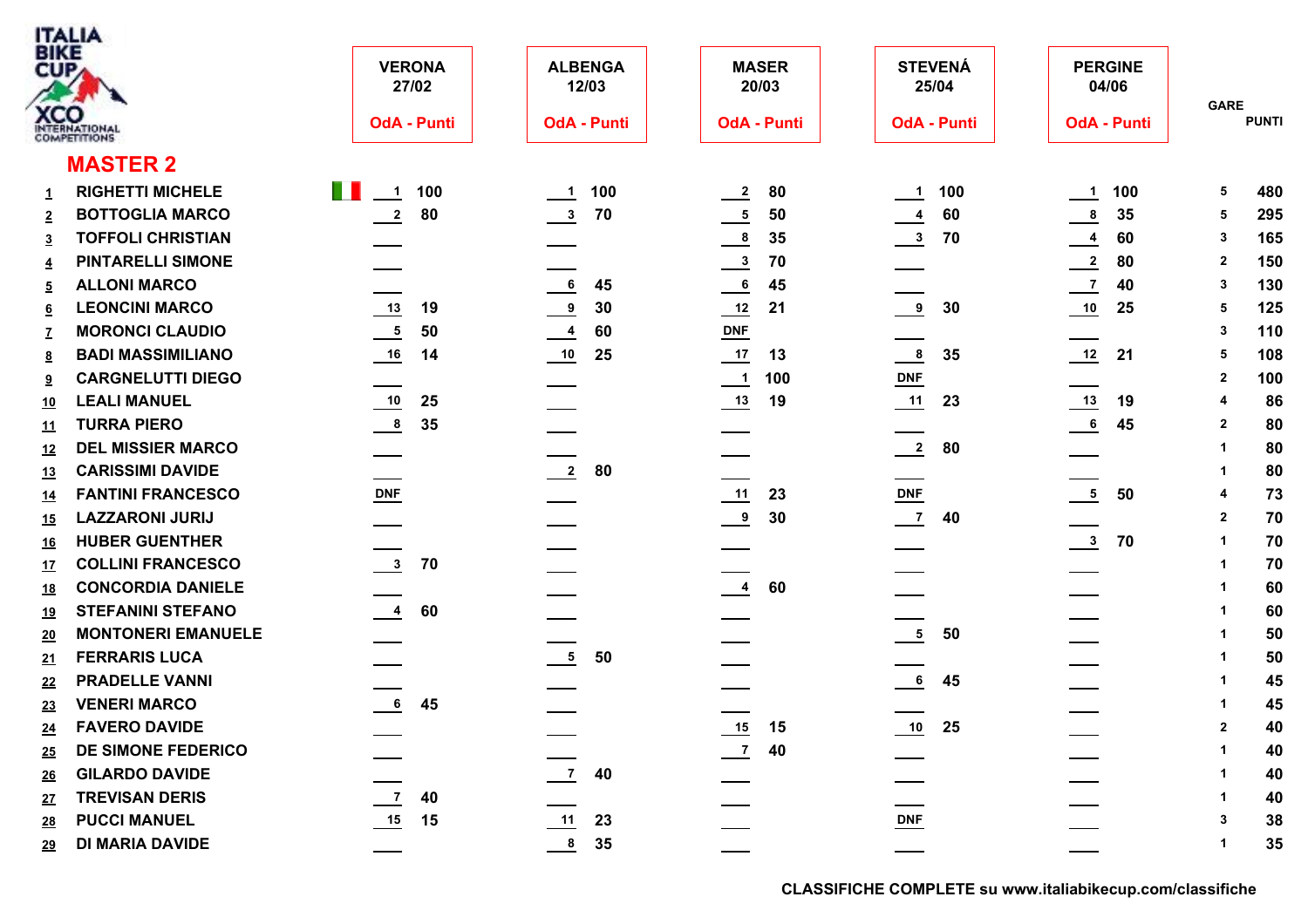ITALIA BIKE CUP XCO INTERNATIONAL COMPETITIONS

## MASTER 2

| | | VERONA 27/02 OdA | VERONA 27/02 Punti | ALBENGA 12/03 OdA | ALBENGA 12/03 Punti | MASER 20/03 OdA | MASER 20/03 Punti | STEVENÁ 25/04 OdA | STEVENÁ 25/04 Punti | PERGINE 04/06 OdA | PERGINE 04/06 Punti | GARE | PUNTI |
|---|---|---|---|---|---|---|---|---|---|---|---|---|---|
| 1 | RIGHETTI MICHELE | 1 | 100 | 1 | 100 | 2 | 80 | 1 | 100 | 1 | 100 | 5 | 480 |
| 2 | BOTTOGLIA MARCO | 2 | 80 | 3 | 70 | 5 | 50 | 4 | 60 | 8 | 35 | 5 | 295 |
| 3 | TOFFOLI CHRISTIAN | | | | | 8 | 35 | 3 | 70 | 4 | 60 | 3 | 165 |
| 4 | PINTARELLI SIMONE | | | | | 3 | 70 | | | 2 | 80 | 2 | 150 |
| 5 | ALLONI MARCO | | | 6 | 45 | 6 | 45 | | | 7 | 40 | 3 | 130 |
| 6 | LEONCINI MARCO | 13 | 19 | 9 | 30 | 12 | 21 | 9 | 30 | 10 | 25 | 5 | 125 |
| 7 | MORONCI CLAUDIO | 5 | 50 | 4 | 60 | DNF | | | | | | 3 | 110 |
| 8 | BADI MASSIMILIANO | 16 | 14 | 10 | 25 | 17 | 13 | 8 | 35 | 12 | 21 | 5 | 108 |
| 9 | CARGNELUTTI DIEGO | | | | | 1 | 100 | DNF | | | | 2 | 100 |
| 10 | LEALI MANUEL | 10 | 25 | | | 13 | 19 | 11 | 23 | 13 | 19 | 4 | 86 |
| 11 | TURRA PIERO | 8 | 35 | | | | | | | 6 | 45 | 2 | 80 |
| 12 | DEL MISSIER MARCO | | | | | | | 2 | 80 | | | 1 | 80 |
| 13 | CARISSIMI DAVIDE | | | 2 | 80 | | | | | | | 1 | 80 |
| 14 | FANTINI FRANCESCO | DNF | | | | 11 | 23 | DNF | | 5 | 50 | 4 | 73 |
| 15 | LAZZARONI JURIJ | | | | | 9 | 30 | 7 | 40 | | | 2 | 70 |
| 16 | HUBER GUENTHER | | | | | | | | | 3 | 70 | 1 | 70 |
| 17 | COLLINI FRANCESCO | 3 | 70 | | | | | | | | | 1 | 70 |
| 18 | CONCORDIA DANIELE | | | | | 4 | 60 | | | | | 1 | 60 |
| 19 | STEFANINI STEFANO | 4 | 60 | | | | | | | | | 1 | 60 |
| 20 | MONTONERI EMANUELE | | | | | | | 5 | 50 | | | 1 | 50 |
| 21 | FERRARIS LUCA | | | 5 | 50 | | | | | | | 1 | 50 |
| 22 | PRADELLE VANNI | | | | | | | 6 | 45 | | | 1 | 45 |
| 23 | VENERI MARCO | 6 | 45 | | | | | | | | | 1 | 45 |
| 24 | FAVERO DAVIDE | | | | | 15 | 15 | 10 | 25 | | | 2 | 40 |
| 25 | DE SIMONE FEDERICO | | | | | 7 | 40 | | | | | 1 | 40 |
| 26 | GILARDO DAVIDE | | | 7 | 40 | | | | | | | 1 | 40 |
| 27 | TREVISAN DERIS | 7 | 40 | | | | | | | | | 1 | 40 |
| 28 | PUCCI MANUEL | 15 | 15 | 11 | 23 | | | DNF | | | | 3 | 38 |
| 29 | DI MARIA DAVIDE | | | 8 | 35 | | | | | | | 1 | 35 |

**CLASSIFICHE COMPLETE su www.italiabikecup.com/classifiche**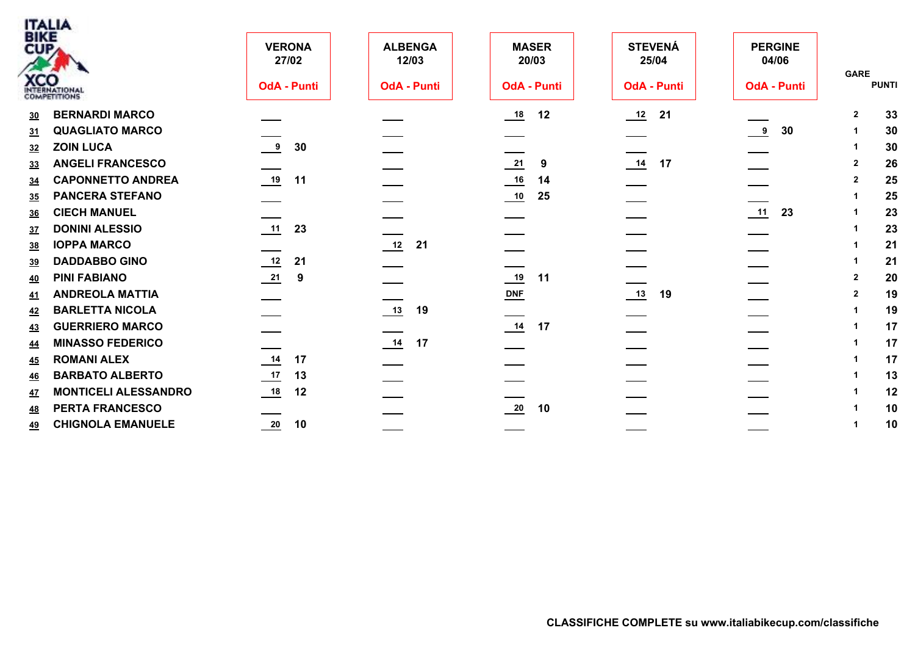| | | VERONA 27/02 | | ALBENGA 12/03 | | MASER 20/03 | | STEVENÁ 25/04 | | PERGINE 04/06 | | GARE | PUNTI |
|---|---|---|---|---|---|---|---|---|---|---|---|---|---|
| | | OdA | Punti | OdA | Punti | OdA | Punti | OdA | Punti | OdA | Punti | | |
| 30 | BERNARDI MARCO | | | | | 18 | 12 | 12 | 21 | | | 2 | 33 |
| 31 | QUAGLIATO MARCO | | | | | | | | | 9 | 30 | 1 | 30 |
| 32 | ZOIN LUCA | 9 | 30 | | | | | | | | | 1 | 30 |
| 33 | ANGELI FRANCESCO | | | | | 21 | 9 | 14 | 17 | | | 2 | 26 |
| 34 | CAPONNETTO ANDREA | 19 | 11 | | | 16 | 14 | | | | | 2 | 25 |
| 35 | PANCERA STEFANO | | | | | 10 | 25 | | | | | 1 | 25 |
| 36 | CIECH MANUEL | | | | | | | | | 11 | 23 | 1 | 23 |
| 37 | DONINI ALESSIO | 11 | 23 | | | | | | | | | 1 | 23 |
| 38 | IOPPA MARCO | | | 12 | 21 | | | | | | | 1 | 21 |
| 39 | DADDABBO GINO | 12 | 21 | | | | | | | | | 1 | 21 |
| 40 | PINI FABIANO | 21 | 9 | | | 19 | 11 | | | | | 2 | 20 |
| 41 | ANDREOLA MATTIA | | | | | DNF | | 13 | 19 | | | 2 | 19 |
| 42 | BARLETTA NICOLA | | | 13 | 19 | | | | | | | 1 | 19 |
| 43 | GUERRIERO MARCO | | | | | 14 | 17 | | | | | 1 | 17 |
| 44 | MINASSO FEDERICO | | | 14 | 17 | | | | | | | 1 | 17 |
| 45 | ROMANI ALEX | 14 | 17 | | | | | | | | | 1 | 17 |
| 46 | BARBATO ALBERTO | 17 | 13 | | | | | | | | | 1 | 13 |
| 47 | MONTICELI ALESSANDRO | 18 | 12 | | | | | | | | | 1 | 12 |
| 48 | PERTA FRANCESCO | | | | | 20 | 10 | | | | | 1 | 10 |
| 49 | CHIGNOLA EMANUELE | 20 | 10 | | | | | | | | | 1 | 10 |

**CLASSIFICHE COMPLETE su www.italiabikecup.com/classifiche**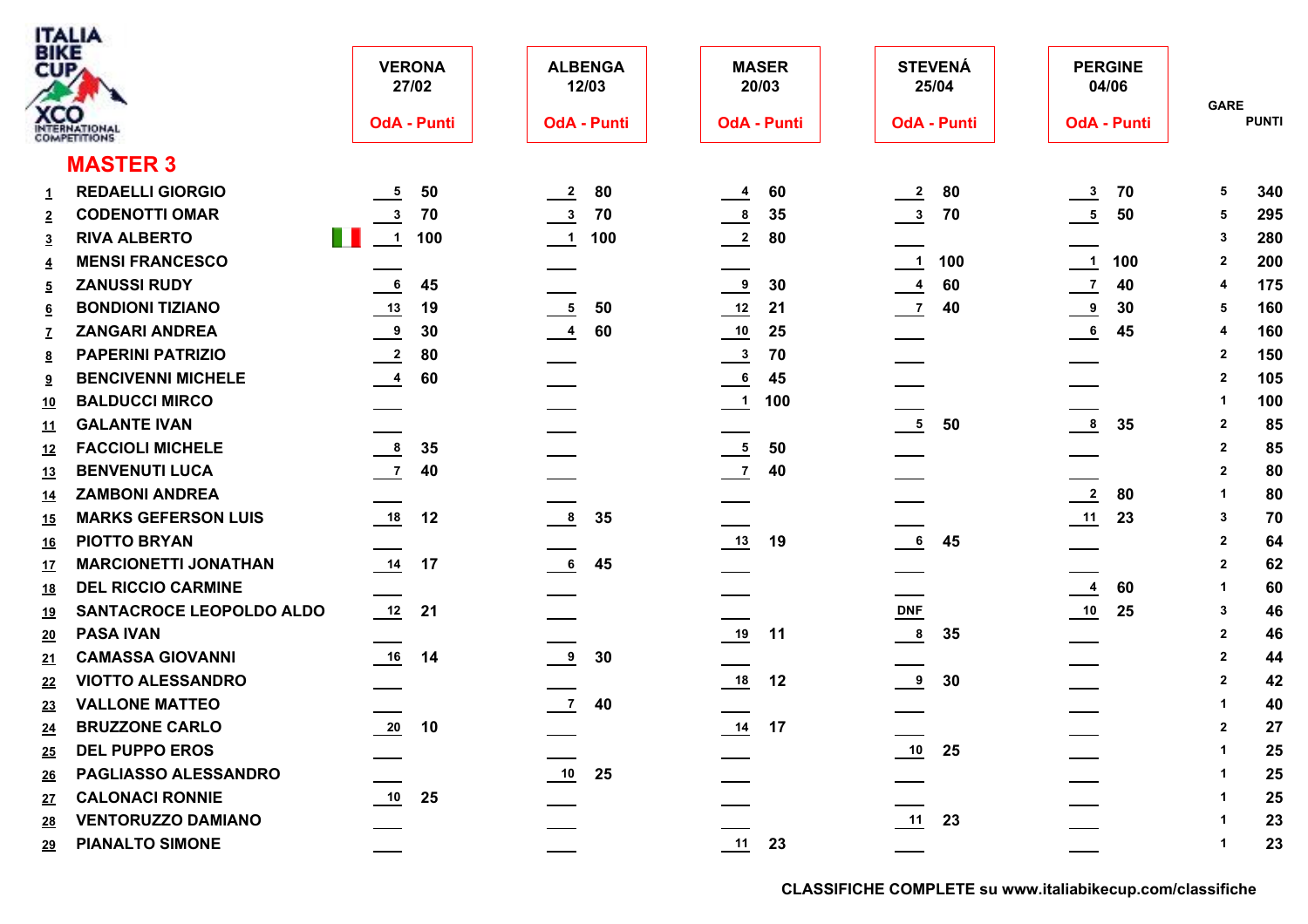ITALIA BIKE CUP XCO INTERNATIONAL COMPETITIONS

## MASTER 3

| Pos | Nome | VERONA 27/02 OdA | Punti | ALBENGA 12/03 OdA | Punti | MASER 20/03 OdA | Punti | STEVENÁ 25/04 OdA | Punti | PERGINE 04/06 OdA | Punti | GARE | PUNTI |
|---|---|---|---|---|---|---|---|---|---|---|---|---|---|
| 1 | REDAELLI GIORGIO | 5 | 50 | 2 | 80 | 4 | 60 | 2 | 80 | 3 | 70 | 5 | 340 |
| 2 | CODENOTTI OMAR | 3 | 70 | 3 | 70 | 8 | 35 | 3 | 70 | 5 | 50 | 5 | 295 |
| 3 | RIVA ALBERTO | 1 | 100 | 1 | 100 | 2 | 80 | | | | | 3 | 280 |
| 4 | MENSI FRANCESCO | | | | | | | 1 | 100 | 1 | 100 | 2 | 200 |
| 5 | ZANUSSI RUDY | 6 | 45 | | | 9 | 30 | 4 | 60 | 7 | 40 | 4 | 175 |
| 6 | BONDIONI TIZIANO | 13 | 19 | 5 | 50 | 12 | 21 | 7 | 40 | 9 | 30 | 5 | 160 |
| 7 | ZANGARI ANDREA | 9 | 30 | 4 | 60 | 10 | 25 | | | 6 | 45 | 4 | 160 |
| 8 | PAPERINI PATRIZIO | 2 | 80 | | | 3 | 70 | | | | | 2 | 150 |
| 9 | BENCIVENNI MICHELE | 4 | 60 | | | 6 | 45 | | | | | 2 | 105 |
| 10 | BALDUCCI MIRCO | | | | | 1 | 100 | | | | | 1 | 100 |
| 11 | GALANTE IVAN | | | | | | | 5 | 50 | 8 | 35 | 2 | 85 |
| 12 | FACCIOLI MICHELE | 8 | 35 | | | 5 | 50 | | | | | 2 | 85 |
| 13 | BENVENUTI LUCA | 7 | 40 | | | 7 | 40 | | | | | 2 | 80 |
| 14 | ZAMBONI ANDREA | | | | | | | | | 2 | 80 | 1 | 80 |
| 15 | MARKS GEFERSON LUIS | 18 | 12 | 8 | 35 | | | | | 11 | 23 | 3 | 70 |
| 16 | PIOTTO BRYAN | | | | | 13 | 19 | 6 | 45 | | | 2 | 64 |
| 17 | MARCIONETTI JONATHAN | 14 | 17 | 6 | 45 | | | | | | | 2 | 62 |
| 18 | DEL RICCIO CARMINE | | | | | | | | | 4 | 60 | 1 | 60 |
| 19 | SANTACROCE LEOPOLDO ALDO | 12 | 21 | | | | | DNF | | 10 | 25 | 3 | 46 |
| 20 | PASA IVAN | | | | | 19 | 11 | 8 | 35 | | | 2 | 46 |
| 21 | CAMASSA GIOVANNI | 16 | 14 | 9 | 30 | | | | | | | 2 | 44 |
| 22 | VIOTTO ALESSANDRO | | | | | 18 | 12 | 9 | 30 | | | 2 | 42 |
| 23 | VALLONE MATTEO | | | 7 | 40 | | | | | | | 1 | 40 |
| 24 | BRUZZONE CARLO | 20 | 10 | | | 14 | 17 | | | | | 2 | 27 |
| 25 | DEL PUPPO EROS | | | | | | | 10 | 25 | | | 1 | 25 |
| 26 | PAGLIASSO ALESSANDRO | | | 10 | 25 | | | | | | | 1 | 25 |
| 27 | CALONACI RONNIE | 10 | 25 | | | | | | | | | 1 | 25 |
| 28 | VENTORUZZO DAMIANO | | | | | | | 11 | 23 | | | 1 | 23 |
| 29 | PIANALTO SIMONE | | | | | 11 | 23 | | | | | 1 | 23 |

**CLASSIFICHE COMPLETE su www.italiabikecup.com/classifiche**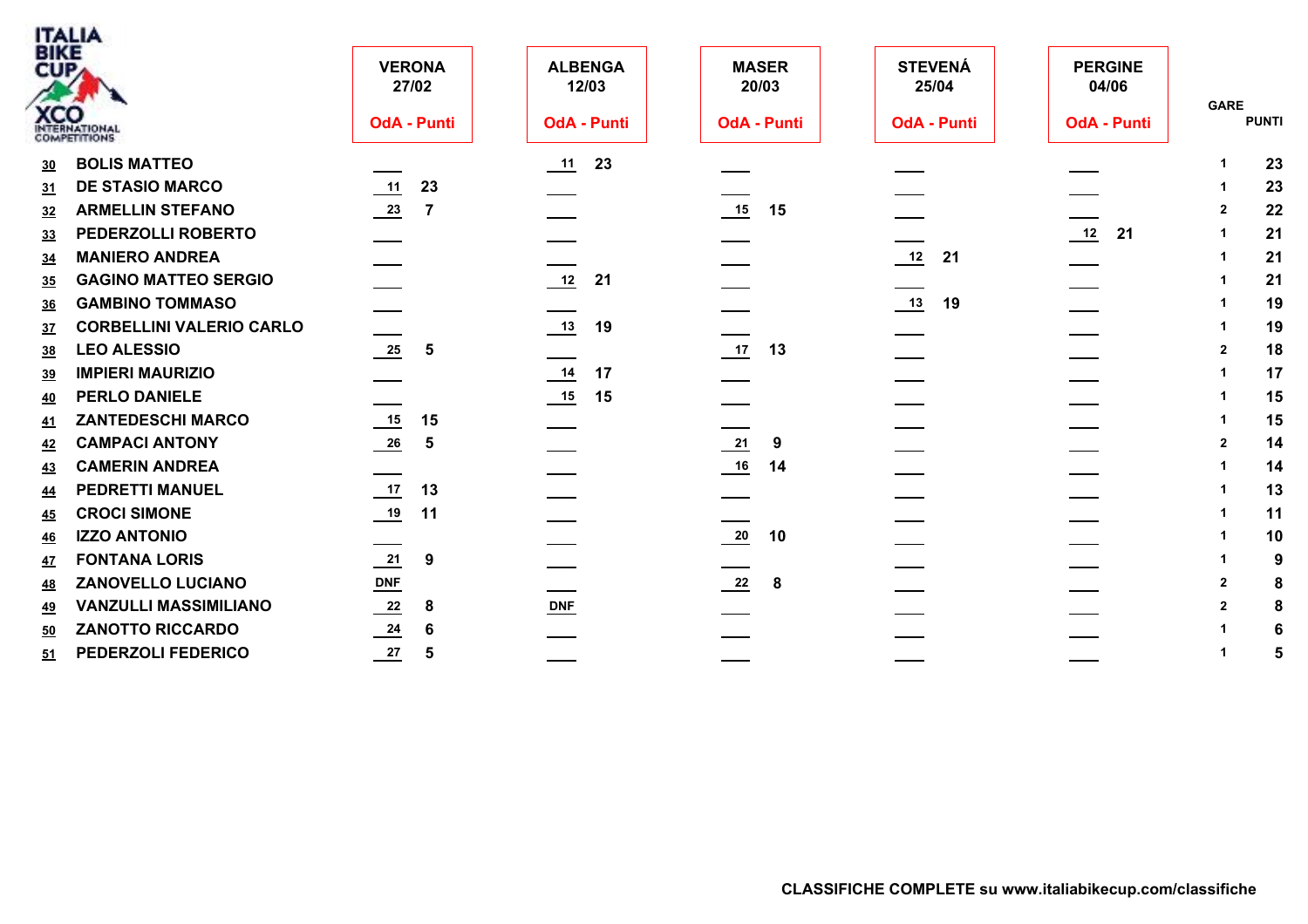ITALIA BIKE CUP XCO INTERNATIONAL COMPETITIONS

| | | VERONA 27/02 | | ALBENGA 12/03 | | MASER 20/03 | | STEVENÁ 25/04 | | PERGINE 04/06 | | GARE | PUNTI |
|---|---|---|---|---|---|---|---|---|---|---|---|---|---|
| | | OdA - Punti | | OdA - Punti | | OdA - Punti | | OdA - Punti | | OdA - Punti | | | |
| 30 | BOLIS MATTEO | | | 11 | 23 | | | | | | | 1 | 23 |
| 31 | DE STASIO MARCO | 11 | 23 | | | | | | | | | 1 | 23 |
| 32 | ARMELLIN STEFANO | 23 | 7 | | | 15 | 15 | | | | | 2 | 22 |
| 33 | PEDERZOLLI ROBERTO | | | | | | | | | 12 | 21 | 1 | 21 |
| 34 | MANIERO ANDREA | | | | | | | 12 | 21 | | | 1 | 21 |
| 35 | GAGINO MATTEO SERGIO | | | 12 | 21 | | | | | | | 1 | 21 |
| 36 | GAMBINO TOMMASO | | | | | | | 13 | 19 | | | 1 | 19 |
| 37 | CORBELLINI VALERIO CARLO | | | 13 | 19 | | | | | | | 1 | 19 |
| 38 | LEO ALESSIO | 25 | 5 | | | 17 | 13 | | | | | 2 | 18 |
| 39 | IMPIERI MAURIZIO | | | 14 | 17 | | | | | | | 1 | 17 |
| 40 | PERLO DANIELE | | | 15 | 15 | | | | | | | 1 | 15 |
| 41 | ZANTEDESCHI MARCO | 15 | 15 | | | | | | | | | 1 | 15 |
| 42 | CAMPACI ANTONY | 26 | 5 | | | 21 | 9 | | | | | 2 | 14 |
| 43 | CAMERIN ANDREA | | | | | 16 | 14 | | | | | 1 | 14 |
| 44 | PEDRETTI MANUEL | 17 | 13 | | | | | | | | | 1 | 13 |
| 45 | CROCI SIMONE | 19 | 11 | | | | | | | | | 1 | 11 |
| 46 | IZZO ANTONIO | | | | | 20 | 10 | | | | | 1 | 10 |
| 47 | FONTANA LORIS | 21 | 9 | | | | | | | | | 1 | 9 |
| 48 | ZANOVELLO LUCIANO | DNF | | | | 22 | 8 | | | | | 2 | 8 |
| 49 | VANZULLI MASSIMILIANO | 22 | 8 | DNF | | | | | | | | 2 | 8 |
| 50 | ZANOTTO RICCARDO | 24 | 6 | | | | | | | | | 1 | 6 |
| 51 | PEDERZOLI FEDERICO | 27 | 5 | | | | | | | | | 1 | 5 |

**CLASSIFICHE COMPLETE su www.italiabikecup.com/classifiche**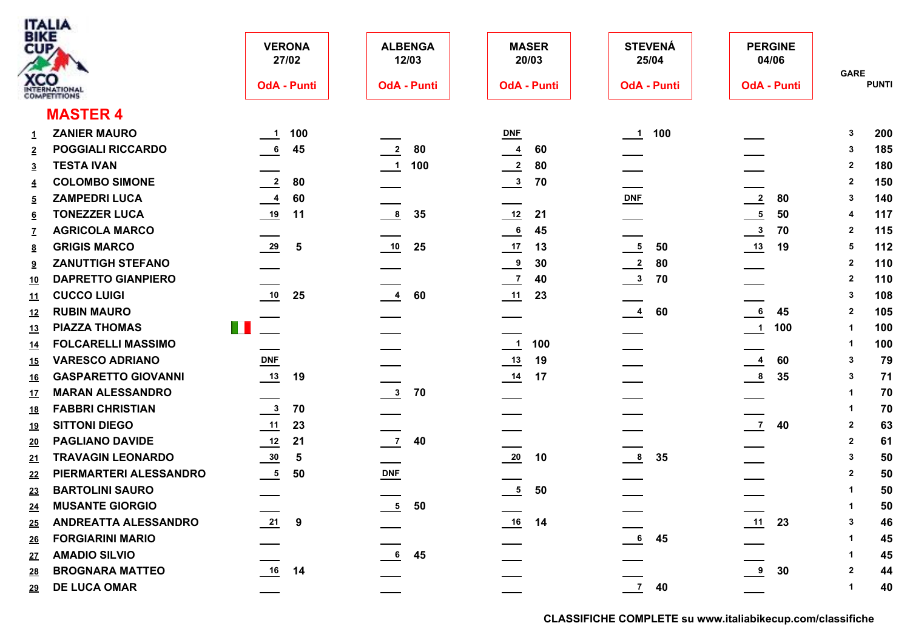## MASTER 4

| # | Nome | VERONA 27/02 OdA | VERONA 27/02 Punti | ALBENGA 12/03 OdA | ALBENGA 12/03 Punti | MASER 20/03 OdA | MASER 20/03 Punti | STEVENÁ 25/04 OdA | STEVENÁ 25/04 Punti | PERGINE 04/06 OdA | PERGINE 04/06 Punti | GARE | PUNTI |
|---|---|---|---|---|---|---|---|---|---|---|---|---|---|
| 1 | ZANIER MAURO | 1 | 100 | | | DNF | | 1 | 100 | | | 3 | 200 |
| 2 | POGGIALI RICCARDO | 6 | 45 | 2 | 80 | 4 | 60 | | | | | 3 | 185 |
| 3 | TESTA IVAN | | | 1 | 100 | 2 | 80 | | | | | 2 | 180 |
| 4 | COLOMBO SIMONE | 2 | 80 | | | 3 | 70 | | | | | 2 | 150 |
| 5 | ZAMPEDRI LUCA | 4 | 60 | | | | | DNF | | 2 | 80 | 3 | 140 |
| 6 | TONEZZER LUCA | 19 | 11 | 8 | 35 | 12 | 21 | | | 5 | 50 | 4 | 117 |
| 7 | AGRICOLA MARCO | | | | | 6 | 45 | | | 3 | 70 | 2 | 115 |
| 8 | GRIGIS MARCO | 29 | 5 | 10 | 25 | 17 | 13 | 5 | 50 | 13 | 19 | 5 | 112 |
| 9 | ZANUTTIGH STEFANO | | | | | 9 | 30 | 2 | 80 | | | 2 | 110 |
| 10 | DAPRETTO GIANPIERO | | | | | 7 | 40 | 3 | 70 | | | 2 | 110 |
| 11 | CUCCO LUIGI | 10 | 25 | 4 | 60 | 11 | 23 | | | | | 3 | 108 |
| 12 | RUBIN MAURO | | | | | | | 4 | 60 | 6 | 45 | 2 | 105 |
| 13 | PIAZZA THOMAS | | | | | | | | | 1 | 100 | 1 | 100 |
| 14 | FOLCARELLI MASSIMO | | | | | 1 | 100 | | | | | 1 | 100 |
| 15 | VARESCO ADRIANO | DNF | | | | 13 | 19 | | | 4 | 60 | 3 | 79 |
| 16 | GASPARETTO GIOVANNI | 13 | 19 | | | 14 | 17 | | | 8 | 35 | 3 | 71 |
| 17 | MARAN ALESSANDRO | | | 3 | 70 | | | | | | | 1 | 70 |
| 18 | FABBRI CHRISTIAN | 3 | 70 | | | | | | | | | 1 | 70 |
| 19 | SITTONI DIEGO | 11 | 23 | | | | | | | 7 | 40 | 2 | 63 |
| 20 | PAGLIANO DAVIDE | 12 | 21 | 7 | 40 | | | | | | | 2 | 61 |
| 21 | TRAVAGIN LEONARDO | 30 | 5 | | | 20 | 10 | 8 | 35 | | | 3 | 50 |
| 22 | PIERMARTERI ALESSANDRO | 5 | 50 | DNF | | | | | | | | 2 | 50 |
| 23 | BARTOLINI SAURO | | | | | 5 | 50 | | | | | 1 | 50 |
| 24 | MUSANTE GIORGIO | | | 5 | 50 | | | | | | | 1 | 50 |
| 25 | ANDREATTA ALESSANDRO | 21 | 9 | | | 16 | 14 | | | 11 | 23 | 3 | 46 |
| 26 | FORGIARINI MARIO | | | | | | | 6 | 45 | | | 1 | 45 |
| 27 | AMADIO SILVIO | | | 6 | 45 | | | | | | | 1 | 45 |
| 28 | BROGNARA MATTEO | 16 | 14 | | | | | | | 9 | 30 | 2 | 44 |
| 29 | DE LUCA OMAR | | | | | | | 7 | 40 | | | 1 | 40 |

**CLASSIFICHE COMPLETE su www.italiabikecup.com/classifiche**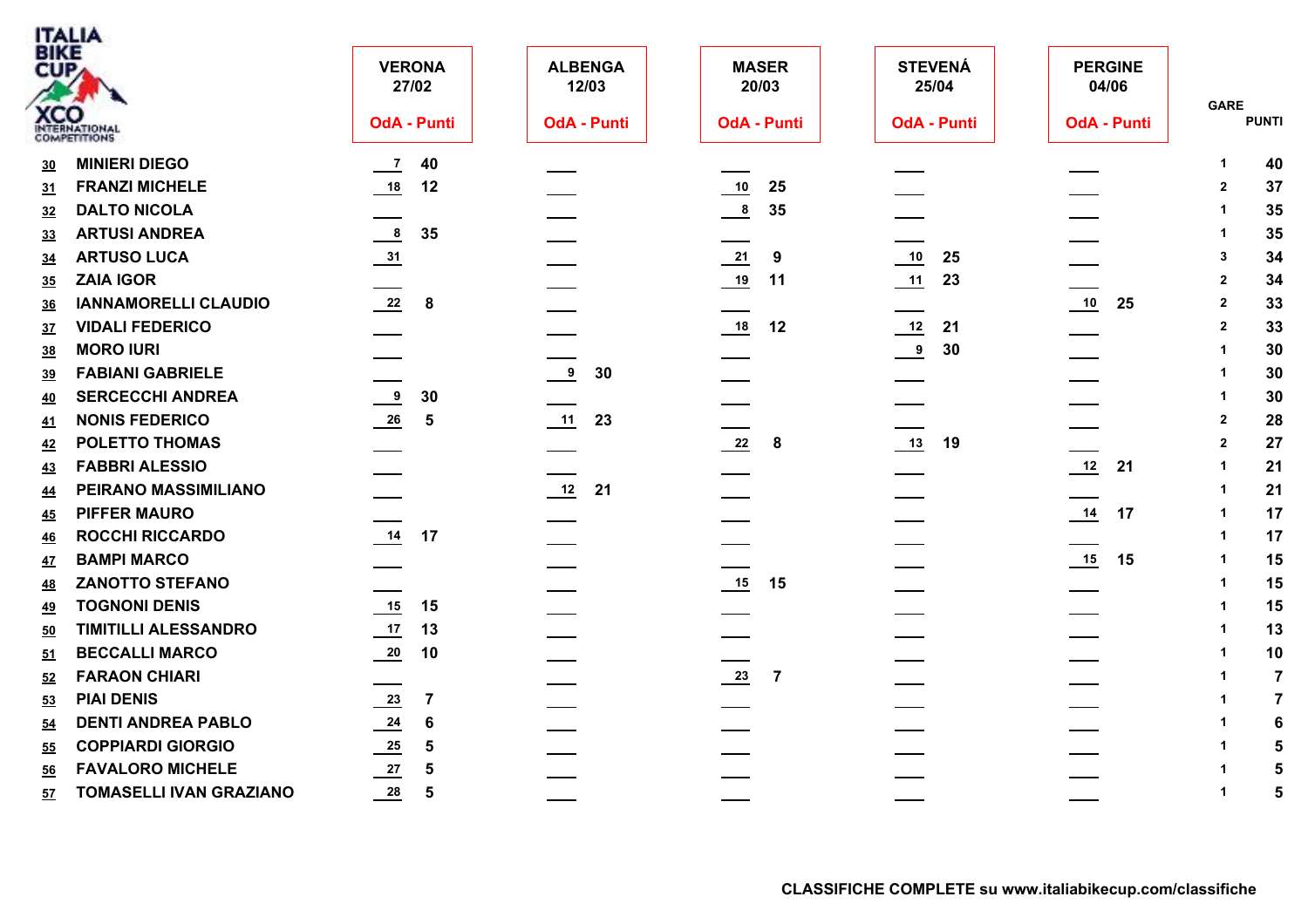ITALIA BIKE CUP XCO INTERNATIONAL COMPETITIONS

| # | Nome | VERONA 27/02 OdA | Punti | ALBENGA 12/03 OdA | Punti | MASER 20/03 OdA | Punti | STEVENÁ 25/04 OdA | Punti | PERGINE 04/06 OdA | Punti | GARE | PUNTI |
|---|---|---|---|---|---|---|---|---|---|---|---|---|---|
| 30 | MINIERI DIEGO | 7 | 40 | | | | | | | | | 1 | 40 |
| 31 | FRANZI MICHELE | 18 | 12 | | | 10 | 25 | | | | | 2 | 37 |
| 32 | DALTO NICOLA | | | | | 8 | 35 | | | | | 1 | 35 |
| 33 | ARTUSI ANDREA | 8 | 35 | | | | | | | | | 1 | 35 |
| 34 | ARTUSO LUCA | 31 | | | | 21 | 9 | 10 | 25 | | | 3 | 34 |
| 35 | ZAIA IGOR | | | | | 19 | 11 | 11 | 23 | | | 2 | 34 |
| 36 | IANNAMORELLI CLAUDIO | 22 | 8 | | | | | | | 10 | 25 | 2 | 33 |
| 37 | VIDALI FEDERICO | | | | | 18 | 12 | 12 | 21 | | | 2 | 33 |
| 38 | MORO IURI | | | | | | | 9 | 30 | | | 1 | 30 |
| 39 | FABIANI GABRIELE | | | 9 | 30 | | | | | | | 1 | 30 |
| 40 | SERCECCHI ANDREA | 9 | 30 | | | | | | | | | 1 | 30 |
| 41 | NONIS FEDERICO | 26 | 5 | 11 | 23 | | | | | | | 2 | 28 |
| 42 | POLETTO THOMAS | | | | | 22 | 8 | 13 | 19 | | | 2 | 27 |
| 43 | FABBRI ALESSIO | | | | | | | | | 12 | 21 | 1 | 21 |
| 44 | PEIRANO MASSIMILIANO | | | 12 | 21 | | | | | | | 1 | 21 |
| 45 | PIFFER MAURO | | | | | | | | | 14 | 17 | 1 | 17 |
| 46 | ROCCHI RICCARDO | 14 | 17 | | | | | | | | | 1 | 17 |
| 47 | BAMPI MARCO | | | | | | | | | 15 | 15 | 1 | 15 |
| 48 | ZANOTTO STEFANO | | | | | 15 | 15 | | | | | 1 | 15 |
| 49 | TOGNONI DENIS | 15 | 15 | | | | | | | | | 1 | 15 |
| 50 | TIMITILLI ALESSANDRO | 17 | 13 | | | | | | | | | 1 | 13 |
| 51 | BECCALLI MARCO | 20 | 10 | | | | | | | | | 1 | 10 |
| 52 | FARAON CHIARI | | | | | 23 | 7 | | | | | 1 | 7 |
| 53 | PIAI DENIS | 23 | 7 | | | | | | | | | 1 | 7 |
| 54 | DENTI ANDREA PABLO | 24 | 6 | | | | | | | | | 1 | 6 |
| 55 | COPPIARDI GIORGIO | 25 | 5 | | | | | | | | | 1 | 5 |
| 56 | FAVALORO MICHELE | 27 | 5 | | | | | | | | | 1 | 5 |
| 57 | TOMASELLI IVAN GRAZIANO | 28 | 5 | | | | | | | | | 1 | 5 |

**CLASSIFICHE COMPLETE su www.italiabikecup.com/classifiche**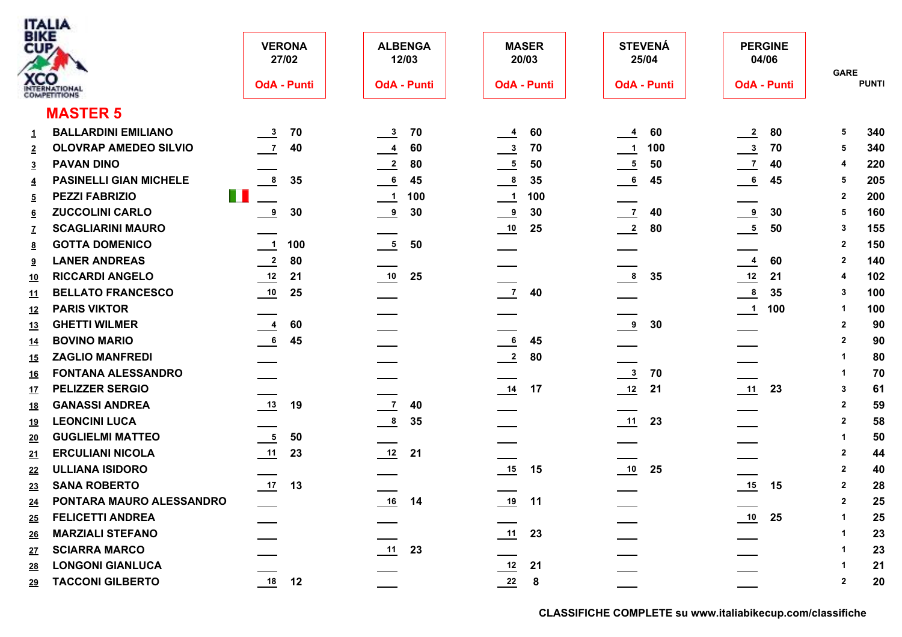ITALIA BIKE CUP XCO INTERNATIONAL COMPETITIONS

## MASTER 5

| | | VERONA 27/02 | | ALBENGA 12/03 | | MASER 20/03 | | STEVENÁ 25/04 | | PERGINE 04/06 | | GARE | PUNTI |
|---|---|---|---|---|---|---|---|---|---|---|---|---|---|
| | | OdA | Punti | OdA | Punti | OdA | Punti | OdA | Punti | OdA | Punti | | |
| 1 | BALLARDINI EMILIANO | 3 | 70 | 3 | 70 | 4 | 60 | 4 | 60 | 2 | 80 | 5 | 340 |
| 2 | OLOVRAP AMEDEO SILVIO | 7 | 40 | 4 | 60 | 3 | 70 | 1 | 100 | 3 | 70 | 5 | 340 |
| 3 | PAVAN DINO | | | 2 | 80 | 5 | 50 | 5 | 50 | 7 | 40 | 4 | 220 |
| 4 | PASINELLI GIAN MICHELE | 8 | 35 | 6 | 45 | 8 | 35 | 6 | 45 | 6 | 45 | 5 | 205 |
| 5 | PEZZI FABRIZIO | | | 1 | 100 | 1 | 100 | | | | | 2 | 200 |
| 6 | ZUCCOLINI CARLO | 9 | 30 | 9 | 30 | 9 | 30 | 7 | 40 | 9 | 30 | 5 | 160 |
| 7 | SCAGLIARINI MAURO | | | | | 10 | 25 | 2 | 80 | 5 | 50 | 3 | 155 |
| 8 | GOTTA DOMENICO | 1 | 100 | 5 | 50 | | | | | | | 2 | 150 |
| 9 | LANER ANDREAS | 2 | 80 | | | | | | | 4 | 60 | 2 | 140 |
| 10 | RICCARDI ANGELO | 12 | 21 | 10 | 25 | | | 8 | 35 | 12 | 21 | 4 | 102 |
| 11 | BELLATO FRANCESCO | 10 | 25 | | | 7 | 40 | | | 8 | 35 | 3 | 100 |
| 12 | PARIS VIKTOR | | | | | | | | | 1 | 100 | 1 | 100 |
| 13 | GHETTI WILMER | 4 | 60 | | | | | 9 | 30 | | | 2 | 90 |
| 14 | BOVINO MARIO | 6 | 45 | | | 6 | 45 | | | | | 2 | 90 |
| 15 | ZAGLIO MANFREDI | | | | | 2 | 80 | | | | | 1 | 80 |
| 16 | FONTANA ALESSANDRO | | | | | | | 3 | 70 | | | 1 | 70 |
| 17 | PELIZZER SERGIO | | | | | 14 | 17 | 12 | 21 | 11 | 23 | 3 | 61 |
| 18 | GANASSI ANDREA | 13 | 19 | 7 | 40 | | | | | | | 2 | 59 |
| 19 | LEONCINI LUCA | | | 8 | 35 | | | 11 | 23 | | | 2 | 58 |
| 20 | GUGLIELMI MATTEO | 5 | 50 | | | | | | | | | 1 | 50 |
| 21 | ERCULIANI NICOLA | 11 | 23 | 12 | 21 | | | | | | | 2 | 44 |
| 22 | ULLIANA ISIDORO | | | | | 15 | 15 | 10 | 25 | | | 2 | 40 |
| 23 | SANA ROBERTO | 17 | 13 | | | | | | | 15 | 15 | 2 | 28 |
| 24 | PONTARA MAURO ALESSANDRO | | | 16 | 14 | 19 | 11 | | | | | 2 | 25 |
| 25 | FELICETTI ANDREA | | | | | | | | | 10 | 25 | 1 | 25 |
| 26 | MARZIALI STEFANO | | | | | 11 | 23 | | | | | 1 | 23 |
| 27 | SCIARRA MARCO | | | 11 | 23 | | | | | | | 1 | 23 |
| 28 | LONGONI GIANLUCA | | | | | 12 | 21 | | | | | 1 | 21 |
| 29 | TACCONI GILBERTO | 18 | 12 | | | 22 | 8 | | | | | 2 | 20 |

CLASSIFICHE COMPLETE su www.italiabikecup.com/classifiche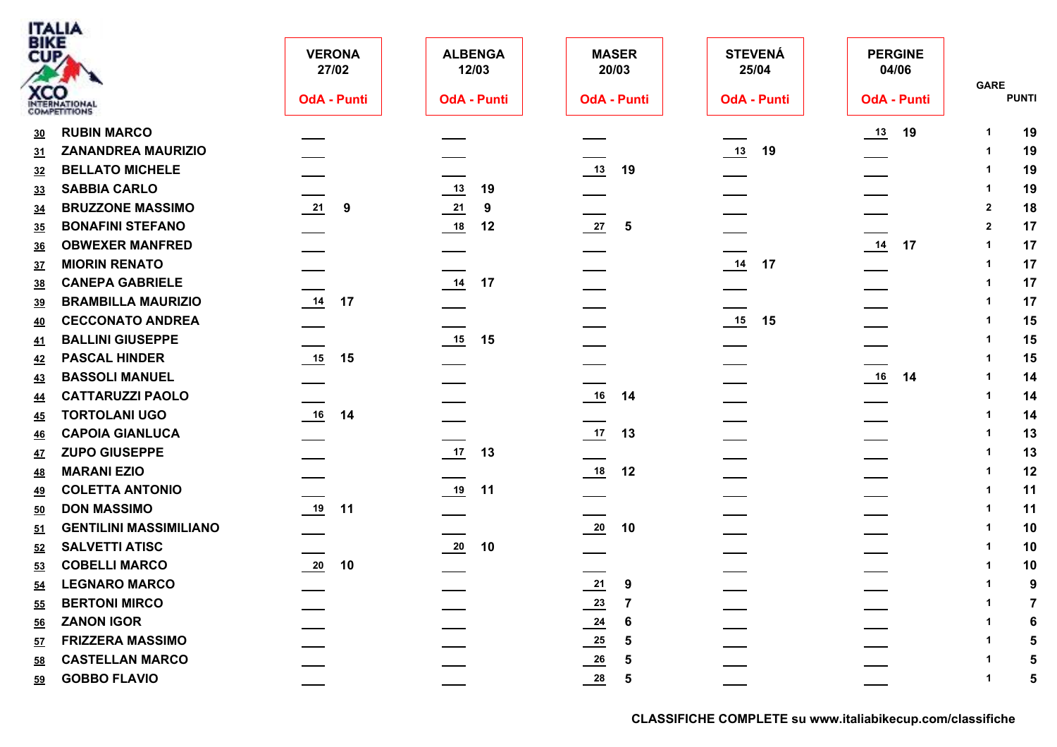ITALIA BIKE CUP XCO INTERNATIONAL COMPETITIONS

| | | VERONA 27/02 | | ALBENGA 12/03 | | MASER 20/03 | | STEVENÁ 25/04 | | PERGINE 04/06 | | GARE | PUNTI |
|---|---|---|---|---|---|---|---|---|---|---|---|---|---|
| | | OdA | Punti | OdA | Punti | OdA | Punti | OdA | Punti | OdA | Punti | | |
| 30 | RUBIN MARCO | | | | | | | | | 13 | 19 | 1 | 19 |
| 31 | ZANANDREA MAURIZIO | | | | | | | 13 | 19 | | | 1 | 19 |
| 32 | BELLATO MICHELE | | | | | 13 | 19 | | | | | 1 | 19 |
| 33 | SABBIA CARLO | | | 13 | 19 | | | | | | | 1 | 19 |
| 34 | BRUZZONE MASSIMO | 21 | 9 | 21 | 9 | | | | | | | 2 | 18 |
| 35 | BONAFINI STEFANO | | | 18 | 12 | 27 | 5 | | | | | 2 | 17 |
| 36 | OBWEXER MANFRED | | | | | | | | | 14 | 17 | 1 | 17 |
| 37 | MIORIN RENATO | | | | | | | 14 | 17 | | | 1 | 17 |
| 38 | CANEPA GABRIELE | | | 14 | 17 | | | | | | | 1 | 17 |
| 39 | BRAMBILLA MAURIZIO | 14 | 17 | | | | | | | | | 1 | 17 |
| 40 | CECCONATO ANDREA | | | | | | | 15 | 15 | | | 1 | 15 |
| 41 | BALLINI GIUSEPPE | | | 15 | 15 | | | | | | | 1 | 15 |
| 42 | PASCAL HINDER | 15 | 15 | | | | | | | | | 1 | 15 |
| 43 | BASSOLI MANUEL | | | | | | | | | 16 | 14 | 1 | 14 |
| 44 | CATTARUZZI PAOLO | | | | | 16 | 14 | | | | | 1 | 14 |
| 45 | TORTOLANI UGO | 16 | 14 | | | | | | | | | 1 | 14 |
| 46 | CAPOIA GIANLUCA | | | | | 17 | 13 | | | | | 1 | 13 |
| 47 | ZUPO GIUSEPPE | | | 17 | 13 | | | | | | | 1 | 13 |
| 48 | MARANI EZIO | | | | | 18 | 12 | | | | | 1 | 12 |
| 49 | COLETTA ANTONIO | | | 19 | 11 | | | | | | | 1 | 11 |
| 50 | DON MASSIMO | 19 | 11 | | | | | | | | | 1 | 11 |
| 51 | GENTILINI MASSIMILIANO | | | | | 20 | 10 | | | | | 1 | 10 |
| 52 | SALVETTI ATISC | | | 20 | 10 | | | | | | | 1 | 10 |
| 53 | COBELLI MARCO | 20 | 10 | | | | | | | | | 1 | 10 |
| 54 | LEGNARO MARCO | | | | | 21 | 9 | | | | | 1 | 9 |
| 55 | BERTONI MIRCO | | | | | 23 | 7 | | | | | 1 | 7 |
| 56 | ZANON IGOR | | | | | 24 | 6 | | | | | 1 | 6 |
| 57 | FRIZZERA MASSIMO | | | | | 25 | 5 | | | | | 1 | 5 |
| 58 | CASTELLAN MARCO | | | | | 26 | 5 | | | | | 1 | 5 |
| 59 | GOBBO FLAVIO | | | | | 28 | 5 | | | | | 1 | 5 |

CLASSIFICHE COMPLETE su www.italiabikecup.com/classifiche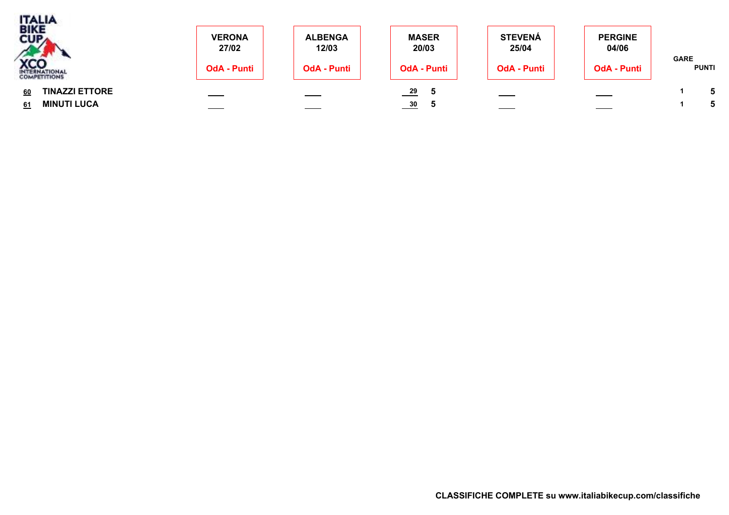| | | VERONA 27/02 | | ALBENGA 12/03 | | MASER 20/03 | | STEVENÁ 25/04 | | PERGINE 04/06 | | GARE | PUNTI |
|---|---|---|---|---|---|---|---|---|---|---|---|---|---|
| | | OdA | Punti | OdA | Punti | OdA | Punti | OdA | Punti | OdA | Punti | | |
| 60 | TINAZZI ETTORE | ___ | | ___ | | 29 | 5 | ___ | | ___ | | 1 | 5 |
| 61 | MINUTI LUCA | ___ | | ___ | | 30 | 5 | ___ | | ___ | | 1 | 5 |

**CLASSIFICHE COMPLETE su www.italiabikecup.com/classifiche**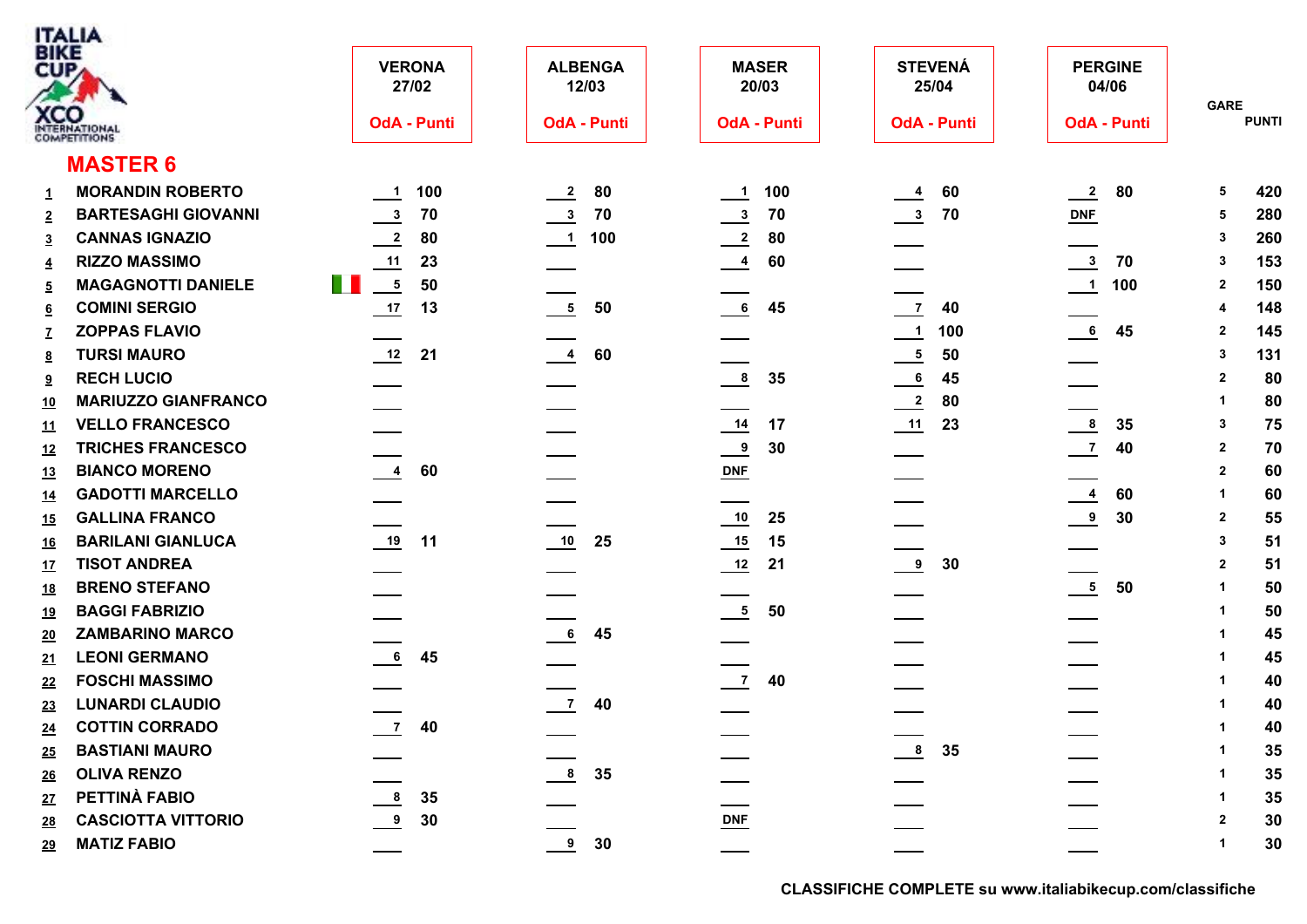ITALIA BIKE CUP XCO INTERNATIONAL COMPETITIONS

## MASTER 6

| | | VERONA 27/02 OdA | Punti | ALBENGA 12/03 OdA | Punti | MASER 20/03 OdA | Punti | STEVENÁ 25/04 OdA | Punti | PERGINE 04/06 OdA | Punti | GARE | PUNTI |
|---|---|---|---|---|---|---|---|---|---|---|---|---|---|
| 1 | MORANDIN ROBERTO | 1 | 100 | 2 | 80 | 1 | 100 | 4 | 60 | 2 | 80 | 5 | 420 |
| 2 | BARTESAGHI GIOVANNI | 3 | 70 | 3 | 70 | 3 | 70 | 3 | 70 | DNF | | 5 | 280 |
| 3 | CANNAS IGNAZIO | 2 | 80 | 1 | 100 | 2 | 80 | | | | | 3 | 260 |
| 4 | RIZZO MASSIMO | 11 | 23 | | | 4 | 60 | | | 3 | 70 | 3 | 153 |
| 5 | MAGAGNOTTI DANIELE | 5 | 50 | | | | | | | 1 | 100 | 2 | 150 |
| 6 | COMINI SERGIO | 17 | 13 | 5 | 50 | 6 | 45 | 7 | 40 | | | 4 | 148 |
| 7 | ZOPPAS FLAVIO | | | | | | | 1 | 100 | 6 | 45 | 2 | 145 |
| 8 | TURSI MAURO | 12 | 21 | 4 | 60 | | | 5 | 50 | | | 3 | 131 |
| 9 | RECH LUCIO | | | | | 8 | 35 | 6 | 45 | | | 2 | 80 |
| 10 | MARIUZZO GIANFRANCO | | | | | | | 2 | 80 | | | 1 | 80 |
| 11 | VELLO FRANCESCO | | | | | 14 | 17 | 11 | 23 | 8 | 35 | 3 | 75 |
| 12 | TRICHES FRANCESCO | | | | | 9 | 30 | | | 7 | 40 | 2 | 70 |
| 13 | BIANCO MORENO | 4 | 60 | | | DNF | | | | | | 2 | 60 |
| 14 | GADOTTI MARCELLO | | | | | | | | | 4 | 60 | 1 | 60 |
| 15 | GALLINA FRANCO | | | | | 10 | 25 | | | 9 | 30 | 2 | 55 |
| 16 | BARILANI GIANLUCA | 19 | 11 | 10 | 25 | 15 | 15 | | | | | 3 | 51 |
| 17 | TISOT ANDREA | | | | | 12 | 21 | 9 | 30 | | | 2 | 51 |
| 18 | BRENO STEFANO | | | | | | | | | 5 | 50 | 1 | 50 |
| 19 | BAGGI FABRIZIO | | | | | 5 | 50 | | | | | 1 | 50 |
| 20 | ZAMBARINO MARCO | | | 6 | 45 | | | | | | | 1 | 45 |
| 21 | LEONI GERMANO | 6 | 45 | | | | | | | | | 1 | 45 |
| 22 | FOSCHI MASSIMO | | | | | 7 | 40 | | | | | 1 | 40 |
| 23 | LUNARDI CLAUDIO | | | 7 | 40 | | | | | | | 1 | 40 |
| 24 | COTTIN CORRADO | 7 | 40 | | | | | | | | | 1 | 40 |
| 25 | BASTIANI MAURO | | | | | | | 8 | 35 | | | 1 | 35 |
| 26 | OLIVA RENZO | | | 8 | 35 | | | | | | | 1 | 35 |
| 27 | PETTINÀ FABIO | 8 | 35 | | | | | | | | | 1 | 35 |
| 28 | CASCIOTTA VITTORIO | 9 | 30 | | | DNF | | | | | | 2 | 30 |
| 29 | MATIZ FABIO | | | 9 | 30 | | | | | | | 1 | 30 |

**CLASSIFICHE COMPLETE su www.italiabikecup.com/classifiche**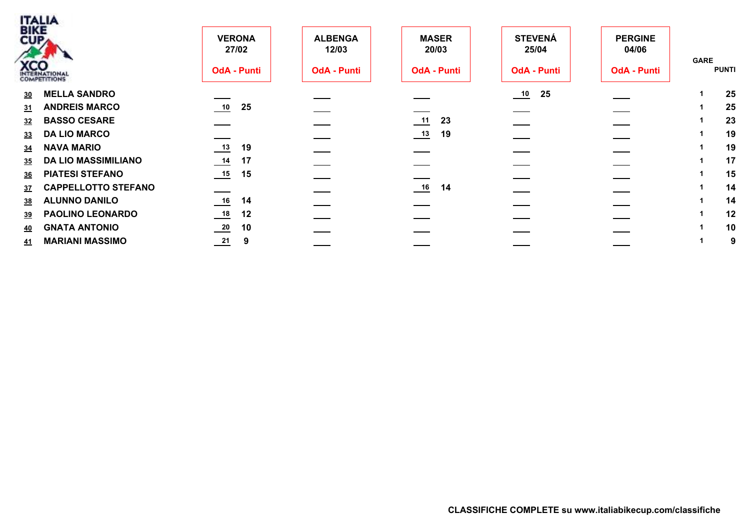| Pos. | Atleta | VERONA 27/02 OdA - Punti | | ALBENGA 12/03 OdA - Punti | | MASER 20/03 OdA - Punti | | STEVENÁ 25/04 OdA - Punti | | PERGINE 04/06 OdA - Punti | | GARE | PUNTI |
|---|---|---|---|---|---|---|---|---|---|---|---|---|---|
| 30 | MELLA SANDRO | | | | | | | 10 | 25 | | | 1 | 25 |
| 31 | ANDREIS MARCO | 10 | 25 | | | | | | | | | 1 | 25 |
| 32 | BASSO CESARE | | | | | 11 | 23 | | | | | 1 | 23 |
| 33 | DA LIO MARCO | | | | | 13 | 19 | | | | | 1 | 19 |
| 34 | NAVA MARIO | 13 | 19 | | | | | | | | | 1 | 19 |
| 35 | DA LIO MASSIMILIANO | 14 | 17 | | | | | | | | | 1 | 17 |
| 36 | PIATESI STEFANO | 15 | 15 | | | | | | | | | 1 | 15 |
| 37 | CAPPELLOTTO STEFANO | | | | | 16 | 14 | | | | | 1 | 14 |
| 38 | ALUNNO DANILO | 16 | 14 | | | | | | | | | 1 | 14 |
| 39 | PAOLINO LEONARDO | 18 | 12 | | | | | | | | | 1 | 12 |
| 40 | GNATA ANTONIO | 20 | 10 | | | | | | | | | 1 | 10 |
| 41 | MARIANI MASSIMO | 21 | 9 | | | | | | | | | 1 | 9 |

**CLASSIFICHE COMPLETE su www.italiabikecup.com/classifiche**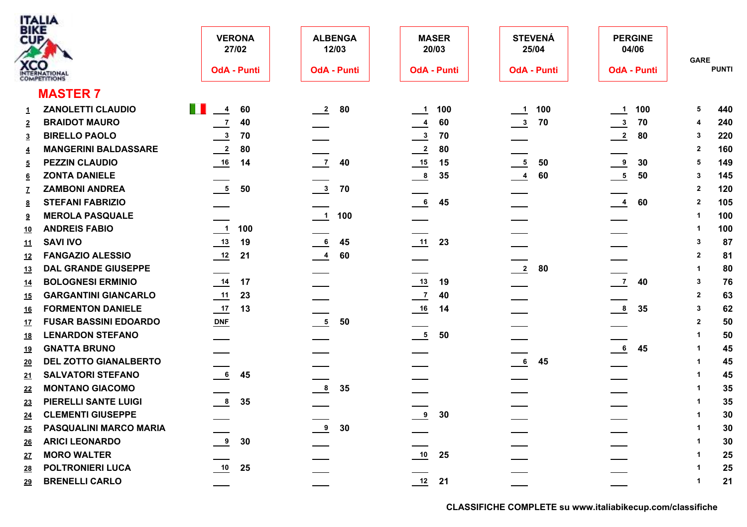ITALIA BIKE CUP XCO INTERNATIONAL COMPETITIONS

## MASTER 7

| | | VERONA 27/02 OdA | Punti | ALBENGA 12/03 OdA | Punti | MASER 20/03 OdA | Punti | STEVENÁ 25/04 OdA | Punti | PERGINE 04/06 OdA | Punti | GARE | PUNTI |
|---|---|---|---|---|---|---|---|---|---|---|---|---|---|
| 1 | ZANOLETTI CLAUDIO | 4 | 60 | 2 | 80 | 1 | 100 | 1 | 100 | 1 | 100 | 5 | 440 |
| 2 | BRAIDOT MAURO | 7 | 40 | | | 4 | 60 | 3 | 70 | 3 | 70 | 4 | 240 |
| 3 | BIRELLO PAOLO | 3 | 70 | | | 3 | 70 | | | 2 | 80 | 3 | 220 |
| 4 | MANGERINI BALDASSARE | 2 | 80 | | | 2 | 80 | | | | | 2 | 160 |
| 5 | PEZZIN CLAUDIO | 16 | 14 | 7 | 40 | 15 | 15 | 5 | 50 | 9 | 30 | 5 | 149 |
| 6 | ZONTA DANIELE | | | | | 8 | 35 | 4 | 60 | 5 | 50 | 3 | 145 |
| 7 | ZAMBONI ANDREA | 5 | 50 | 3 | 70 | | | | | | | 2 | 120 |
| 8 | STEFANI FABRIZIO | | | | | 6 | 45 | | | 4 | 60 | 2 | 105 |
| 9 | MEROLA PASQUALE | | | 1 | 100 | | | | | | | 1 | 100 |
| 10 | ANDREIS FABIO | 1 | 100 | | | | | | | | | 1 | 100 |
| 11 | SAVI IVO | 13 | 19 | 6 | 45 | 11 | 23 | | | | | 3 | 87 |
| 12 | FANGAZIO ALESSIO | 12 | 21 | 4 | 60 | | | | | | | 2 | 81 |
| 13 | DAL GRANDE GIUSEPPE | | | | | | | 2 | 80 | | | 1 | 80 |
| 14 | BOLOGNESI ERMINIO | 14 | 17 | | | 13 | 19 | | | 7 | 40 | 3 | 76 |
| 15 | GARGANTINI GIANCARLO | 11 | 23 | | | 7 | 40 | | | | | 2 | 63 |
| 16 | FORMENTON DANIELE | 17 | 13 | | | 16 | 14 | | | 8 | 35 | 3 | 62 |
| 17 | FUSAR BASSINI EDOARDO | DNF | | 5 | 50 | | | | | | | 2 | 50 |
| 18 | LENARDON STEFANO | | | | | 5 | 50 | | | | | 1 | 50 |
| 19 | GNATTA BRUNO | | | | | | | | | 6 | 45 | 1 | 45 |
| 20 | DEL ZOTTO GIANALBERTO | | | | | | | 6 | 45 | | | 1 | 45 |
| 21 | SALVATORI STEFANO | 6 | 45 | | | | | | | | | 1 | 45 |
| 22 | MONTANO GIACOMO | | | 8 | 35 | | | | | | | 1 | 35 |
| 23 | PIERELLI SANTE LUIGI | 8 | 35 | | | | | | | | | 1 | 35 |
| 24 | CLEMENTI GIUSEPPE | | | | | 9 | 30 | | | | | 1 | 30 |
| 25 | PASQUALINI MARCO MARIA | | | 9 | 30 | | | | | | | 1 | 30 |
| 26 | ARICI LEONARDO | 9 | 30 | | | | | | | | | 1 | 30 |
| 27 | MORO WALTER | | | | | 10 | 25 | | | | | 1 | 25 |
| 28 | POLTRONIERI LUCA | 10 | 25 | | | | | | | | | 1 | 25 |
| 29 | BRENELLI CARLO | | | | | 12 | 21 | | | | | 1 | 21 |

CLASSIFICHE COMPLETE su www.italiabikecup.com/classifiche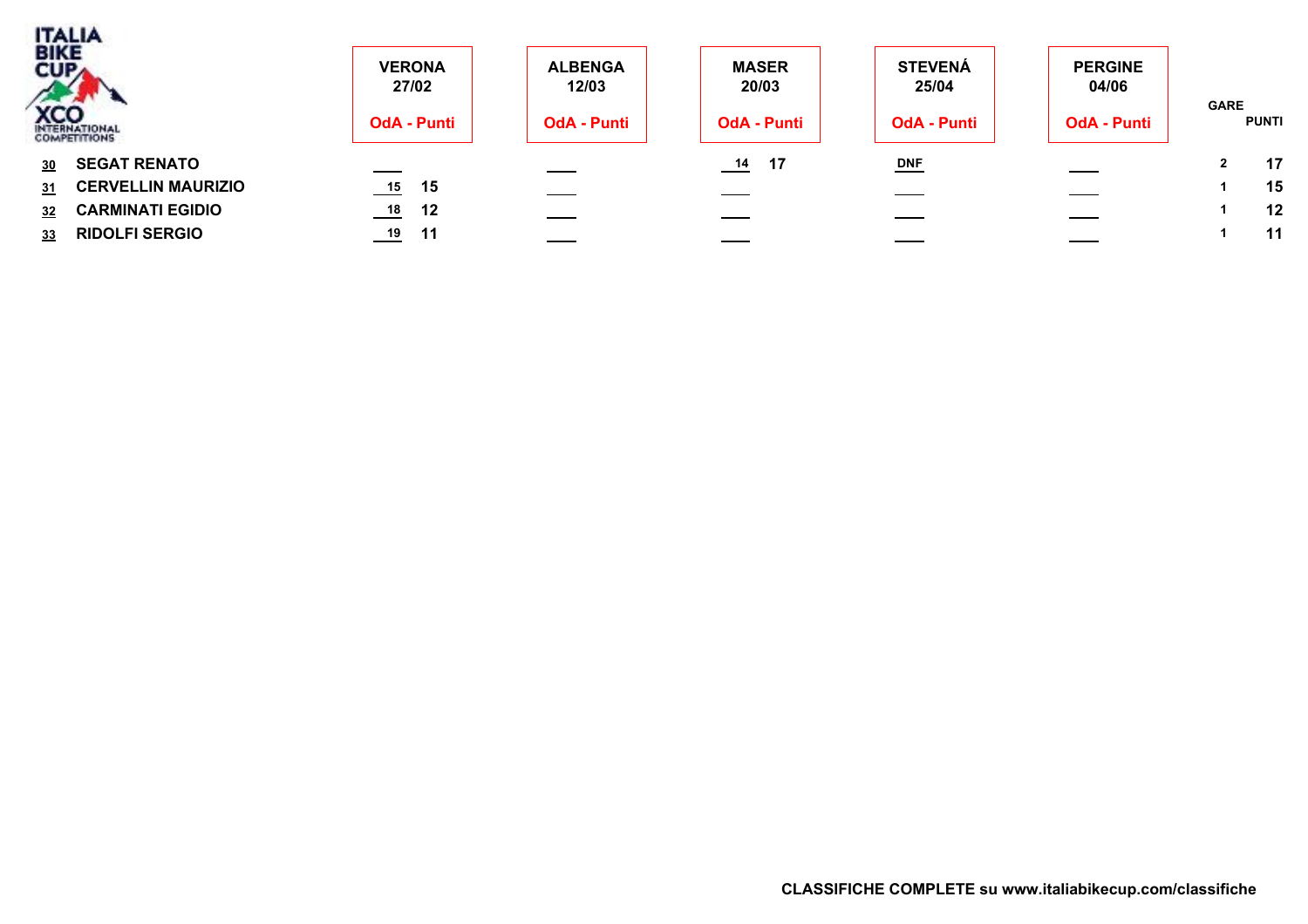| | | VERONA 27/02 OdA - Punti | | ALBENGA 12/03 OdA - Punti | | MASER 20/03 OdA - Punti | | STEVENÁ 25/04 OdA - Punti | | PERGINE 04/06 OdA - Punti | | GARE | PUNTI |
|---|---|---|---|---|---|---|---|---|---|---|---|---|---|
| 30 | SEGAT RENATO | ___ | | ___ | | 14 | 17 | DNF | | ___ | | 2 | 17 |
| 31 | CERVELLIN MAURIZIO | 15 | 15 | ___ | | ___ | | ___ | | ___ | | 1 | 15 |
| 32 | CARMINATI EGIDIO | 18 | 12 | ___ | | ___ | | ___ | | ___ | | 1 | 12 |
| 33 | RIDOLFI SERGIO | 19 | 11 | ___ | | ___ | | ___ | | ___ | | 1 | 11 |

**CLASSIFICHE COMPLETE su www.italiabikecup.com/classifiche**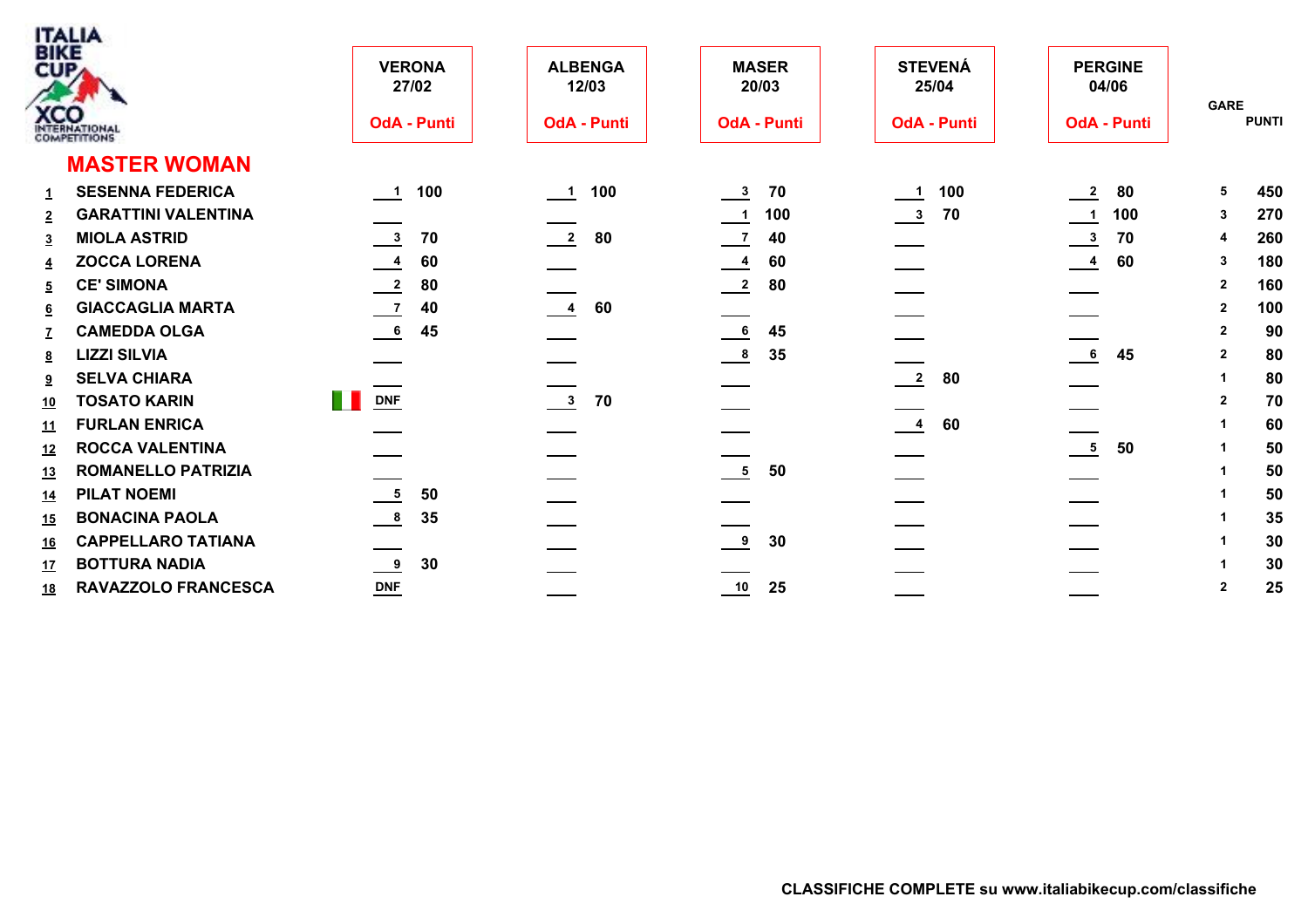ITALIA BIKE CUP XCO INTERNATIONAL COMPETITIONS

## MASTER WOMAN

| | | VERONA 27/02 OdA | Punti | ALBENGA 12/03 OdA | Punti | MASER 20/03 OdA | Punti | STEVENÁ 25/04 OdA | Punti | PERGINE 04/06 OdA | Punti | GARE | PUNTI |
|---|---|---|---|---|---|---|---|---|---|---|---|---|---|
| 1 | SESENNA FEDERICA | 1 | 100 | 1 | 100 | 3 | 70 | 1 | 100 | 2 | 80 | 5 | 450 |
| 2 | GARATTINI VALENTINA | | | | | 1 | 100 | 3 | 70 | 1 | 100 | 3 | 270 |
| 3 | MIOLA ASTRID | 3 | 70 | 2 | 80 | 7 | 40 | | | 3 | 70 | 4 | 260 |
| 4 | ZOCCA LORENA | 4 | 60 | | | 4 | 60 | | | 4 | 60 | 3 | 180 |
| 5 | CE' SIMONA | 2 | 80 | | | 2 | 80 | | | | | 2 | 160 |
| 6 | GIACCAGLIA MARTA | 7 | 40 | 4 | 60 | | | | | | | 2 | 100 |
| 7 | CAMEDDA OLGA | 6 | 45 | | | 6 | 45 | | | | | 2 | 90 |
| 8 | LIZZI SILVIA | | | | | 8 | 35 | | | 6 | 45 | 2 | 80 |
| 9 | SELVA CHIARA | | | | | | | 2 | 80 | | | 1 | 80 |
| 10 | TOSATO KARIN | DNF | | 3 | 70 | | | | | | | 2 | 70 |
| 11 | FURLAN ENRICA | | | | | | | 4 | 60 | | | 1 | 60 |
| 12 | ROCCA VALENTINA | | | | | | | | | 5 | 50 | 1 | 50 |
| 13 | ROMANELLO PATRIZIA | | | | | 5 | 50 | | | | | 1 | 50 |
| 14 | PILAT NOEMI | 5 | 50 | | | | | | | | | 1 | 50 |
| 15 | BONACINA PAOLA | 8 | 35 | | | | | | | | | 1 | 35 |
| 16 | CAPPELLARO TATIANA | | | | | 9 | 30 | | | | | 1 | 30 |
| 17 | BOTTURA NADIA | 9 | 30 | | | | | | | | | 1 | 30 |
| 18 | RAVAZZOLO FRANCESCA | DNF | | | | 10 | 25 | | | | | 2 | 25 |

**CLASSIFICHE COMPLETE su www.italiabikecup.com/classifiche**